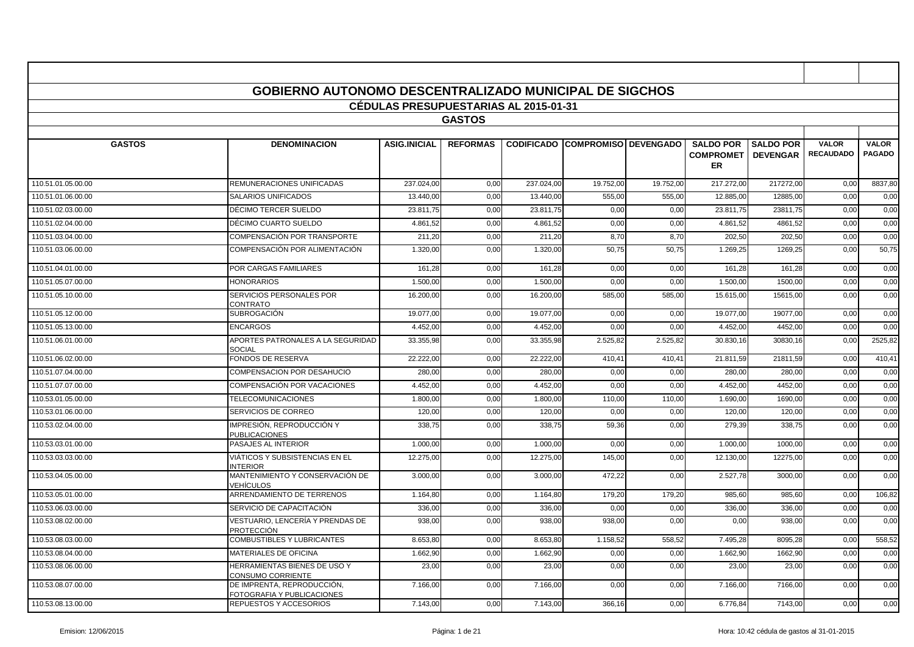# GOBIERNO AUTONOMO DESCENTRALIZADO MUNICIPAL DE SIGCHOS

## CÉDULAS PRESUPUESTARIAS AL 2015-01-31

### GASTOS

| GASTOS | DENOMINACION | ASIG.INICIAL | REFORMAS | CODIFICADO | COMPROMISO | DEVENGADO | SALDO POR COMPROMETER | SALDO POR DEVENGAR | VALOR RECAUDADO | VALOR PAGADO |
|---|---|---|---|---|---|---|---|---|---|---|
| 110.51.01.05.00.00 | REMUNERACIONES UNIFICADAS | 237.024,00 | 0,00 | 237.024,00 | 19.752,00 | 19.752,00 | 217.272,00 | 217272,00 | 0,00 | 8837,80 |
| 110.51.01.06.00.00 | SALARIOS UNIFICADOS | 13.440,00 | 0,00 | 13.440,00 | 555,00 | 555,00 | 12.885,00 | 12885,00 | 0,00 | 0,00 |
| 110.51.02.03.00.00 | DÉCIMO TERCER SUELDO | 23.811,75 | 0,00 | 23.811,75 | 0,00 | 0,00 | 23.811,75 | 23811,75 | 0,00 | 0,00 |
| 110.51.02.04.00.00 | DÉCIMO CUARTO SUELDO | 4.861,52 | 0,00 | 4.861,52 | 0,00 | 0,00 | 4.861,52 | 4861,52 | 0,00 | 0,00 |
| 110.51.03.04.00.00 | COMPENSACIÓN POR TRANSPORTE | 211,20 | 0,00 | 211,20 | 8,70 | 8,70 | 202,50 | 202,50 | 0,00 | 0,00 |
| 110.51.03.06.00.00 | COMPENSACIÓN POR ALIMENTACIÓN | 1.320,00 | 0,00 | 1.320,00 | 50,75 | 50,75 | 1.269,25 | 1269,25 | 0,00 | 50,75 |
| 110.51.04.01.00.00 | POR CARGAS FAMILIARES | 161,28 | 0,00 | 161,28 | 0,00 | 0,00 | 161,28 | 161,28 | 0,00 | 0,00 |
| 110.51.05.07.00.00 | HONORARIOS | 1.500,00 | 0,00 | 1.500,00 | 0,00 | 0,00 | 1.500,00 | 1500,00 | 0,00 | 0,00 |
| 110.51.05.10.00.00 | SERVICIOS PERSONALES POR CONTRATO | 16.200,00 | 0,00 | 16.200,00 | 585,00 | 585,00 | 15.615,00 | 15615,00 | 0,00 | 0,00 |
| 110.51.05.12.00.00 | SUBROGACIÓN | 19.077,00 | 0,00 | 19.077,00 | 0,00 | 0,00 | 19.077,00 | 19077,00 | 0,00 | 0,00 |
| 110.51.05.13.00.00 | ENCARGOS | 4.452,00 | 0,00 | 4.452,00 | 0,00 | 0,00 | 4.452,00 | 4452,00 | 0,00 | 0,00 |
| 110.51.06.01.00.00 | APORTES PATRONALES A LA SEGURIDAD SOCIAL | 33.355,98 | 0,00 | 33.355,98 | 2.525,82 | 2.525,82 | 30.830,16 | 30830,16 | 0,00 | 2525,82 |
| 110.51.06.02.00.00 | FONDOS DE RESERVA | 22.222,00 | 0,00 | 22.222,00 | 410,41 | 410,41 | 21.811,59 | 21811,59 | 0,00 | 410,41 |
| 110.51.07.04.00.00 | COMPENSACION POR DESAHUCIO | 280,00 | 0,00 | 280,00 | 0,00 | 0,00 | 280,00 | 280,00 | 0,00 | 0,00 |
| 110.51.07.07.00.00 | COMPENSACIÓN POR VACACIONES | 4.452,00 | 0,00 | 4.452,00 | 0,00 | 0,00 | 4.452,00 | 4452,00 | 0,00 | 0,00 |
| 110.53.01.05.00.00 | TELECOMUNICACIONES | 1.800,00 | 0,00 | 1.800,00 | 110,00 | 110,00 | 1.690,00 | 1690,00 | 0,00 | 0,00 |
| 110.53.01.06.00.00 | SERVICIOS DE CORREO | 120,00 | 0,00 | 120,00 | 0,00 | 0,00 | 120,00 | 120,00 | 0,00 | 0,00 |
| 110.53.02.04.00.00 | IMPRESIÓN, REPRODUCCIÓN Y PUBLICACIONES | 338,75 | 0,00 | 338,75 | 59,36 | 0,00 | 279,39 | 338,75 | 0,00 | 0,00 |
| 110.53.03.01.00.00 | PASAJES AL INTERIOR | 1.000,00 | 0,00 | 1.000,00 | 0,00 | 0,00 | 1.000,00 | 1000,00 | 0,00 | 0,00 |
| 110.53.03.03.00.00 | VIÁTICOS Y SUBSISTENCIAS EN EL INTERIOR | 12.275,00 | 0,00 | 12.275,00 | 145,00 | 0,00 | 12.130,00 | 12275,00 | 0,00 | 0,00 |
| 110.53.04.05.00.00 | MANTENIMIENTO Y CONSERVACIÓN DE VEHÍCULOS | 3.000,00 | 0,00 | 3.000,00 | 472,22 | 0,00 | 2.527,78 | 3000,00 | 0,00 | 0,00 |
| 110.53.05.01.00.00 | ARRENDAMIENTO DE TERRENOS | 1.164,80 | 0,00 | 1.164,80 | 179,20 | 179,20 | 985,60 | 985,60 | 0,00 | 106,82 |
| 110.53.06.03.00.00 | SERVICIO DE CAPACITACIÓN | 336,00 | 0,00 | 336,00 | 0,00 | 0,00 | 336,00 | 336,00 | 0,00 | 0,00 |
| 110.53.08.02.00.00 | VESTUARIO, LENCERÍA Y PRENDAS DE PROTECCIÓN | 938,00 | 0,00 | 938,00 | 938,00 | 0,00 | 0,00 | 938,00 | 0,00 | 0,00 |
| 110.53.08.03.00.00 | COMBUSTIBLES Y LUBRICANTES | 8.653,80 | 0,00 | 8.653,80 | 1.158,52 | 558,52 | 7.495,28 | 8095,28 | 0,00 | 558,52 |
| 110.53.08.04.00.00 | MATERIALES DE OFICINA | 1.662,90 | 0,00 | 1.662,90 | 0,00 | 0,00 | 1.662,90 | 1662,90 | 0,00 | 0,00 |
| 110.53.08.06.00.00 | HERRAMIENTAS BIENES DE USO Y CONSUMO CORRIENTE | 23,00 | 0,00 | 23,00 | 0,00 | 0,00 | 23,00 | 23,00 | 0,00 | 0,00 |
| 110.53.08.07.00.00 | DE IMPRENTA, REPRODUCCIÓN, FOTOGRAFIA Y PUBLICACIONES | 7.166,00 | 0,00 | 7.166,00 | 0,00 | 0,00 | 7.166,00 | 7166,00 | 0,00 | 0,00 |
| 110.53.08.13.00.00 | REPUESTOS Y ACCESORIOS | 7.143,00 | 0,00 | 7.143,00 | 366,16 | 0,00 | 6.776,84 | 7143,00 | 0,00 | 0,00 |

Emision: 12/06/2015 | Hora: 10:42 cédula de gastos al 31-01-2015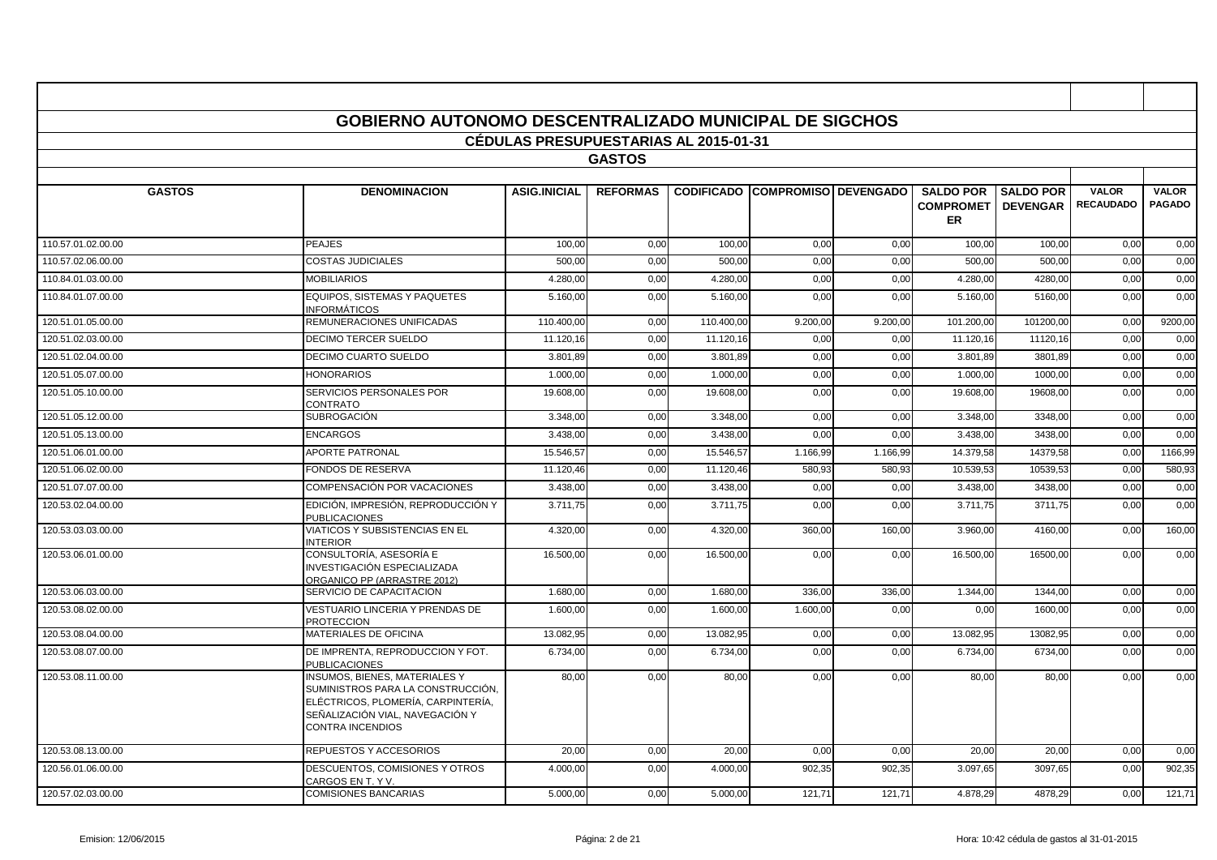# GOBIERNO AUTONOMO DESCENTRALIZADO MUNICIPAL DE SIGCHOS

## CÉDULAS PRESUPUESTARIAS AL 2015-01-31

### GASTOS

| GASTOS | DENOMINACION | ASIG.INICIAL | REFORMAS | CODIFICADO | COMPROMISO | DEVENGADO | SALDO POR COMPROMETER | SALDO POR DEVENGAR | VALOR RECAUDADO | VALOR PAGADO |
|---|---|---|---|---|---|---|---|---|---|---|
| 110.57.01.02.00.00 | PEAJES | 100,00 | 0,00 | 100,00 | 0,00 | 0,00 | 100,00 | 100,00 | 0,00 | 0,00 |
| 110.57.02.06.00.00 | COSTAS JUDICIALES | 500,00 | 0,00 | 500,00 | 0,00 | 0,00 | 500,00 | 500,00 | 0,00 | 0,00 |
| 110.84.01.03.00.00 | MOBILIARIOS | 4.280,00 | 0,00 | 4.280,00 | 0,00 | 0,00 | 4.280,00 | 4280,00 | 0,00 | 0,00 |
| 110.84.01.07.00.00 | EQUIPOS, SISTEMAS Y PAQUETES INFORMÁTICOS | 5.160,00 | 0,00 | 5.160,00 | 0,00 | 0,00 | 5.160,00 | 5160,00 | 0,00 | 0,00 |
| 120.51.01.05.00.00 | REMUNERACIONES UNIFICADAS | 110.400,00 | 0,00 | 110.400,00 | 9.200,00 | 9.200,00 | 101.200,00 | 101200,00 | 0,00 | 9200,00 |
| 120.51.02.03.00.00 | DECIMO TERCER SUELDO | 11.120,16 | 0,00 | 11.120,16 | 0,00 | 0,00 | 11.120,16 | 11120,16 | 0,00 | 0,00 |
| 120.51.02.04.00.00 | DECIMO CUARTO SUELDO | 3.801,89 | 0,00 | 3.801,89 | 0,00 | 0,00 | 3.801,89 | 3801,89 | 0,00 | 0,00 |
| 120.51.05.07.00.00 | HONORARIOS | 1.000,00 | 0,00 | 1.000,00 | 0,00 | 0,00 | 1.000,00 | 1000,00 | 0,00 | 0,00 |
| 120.51.05.10.00.00 | SERVICIOS PERSONALES POR CONTRATO | 19.608,00 | 0,00 | 19.608,00 | 0,00 | 0,00 | 19.608,00 | 19608,00 | 0,00 | 0,00 |
| 120.51.05.12.00.00 | SUBROGACIÓN | 3.348,00 | 0,00 | 3.348,00 | 0,00 | 0,00 | 3.348,00 | 3348,00 | 0,00 | 0,00 |
| 120.51.05.13.00.00 | ENCARGOS | 3.438,00 | 0,00 | 3.438,00 | 0,00 | 0,00 | 3.438,00 | 3438,00 | 0,00 | 0,00 |
| 120.51.06.01.00.00 | APORTE PATRONAL | 15.546,57 | 0,00 | 15.546,57 | 1.166,99 | 1.166,99 | 14.379,58 | 14379,58 | 0,00 | 1166,99 |
| 120.51.06.02.00.00 | FONDOS DE RESERVA | 11.120,46 | 0,00 | 11.120,46 | 580,93 | 580,93 | 10.539,53 | 10539,53 | 0,00 | 580,93 |
| 120.51.07.07.00.00 | COMPENSACIÓN POR VACACIONES | 3.438,00 | 0,00 | 3.438,00 | 0,00 | 0,00 | 3.438,00 | 3438,00 | 0,00 | 0,00 |
| 120.53.02.04.00.00 | EDICIÓN, IMPRESIÓN, REPRODUCCIÓN Y PUBLICACIONES | 3.711,75 | 0,00 | 3.711,75 | 0,00 | 0,00 | 3.711,75 | 3711,75 | 0,00 | 0,00 |
| 120.53.03.03.00.00 | VIATICOS Y SUBSISTENCIAS EN EL INTERIOR | 4.320,00 | 0,00 | 4.320,00 | 360,00 | 160,00 | 3.960,00 | 4160,00 | 0,00 | 160,00 |
| 120.53.06.01.00.00 | CONSULTORÍA, ASESORÍA E INVESTIGACIÓN ESPECIALIZADA ORGANICO PP (ARRASTRE 2012) | 16.500,00 | 0,00 | 16.500,00 | 0,00 | 0,00 | 16.500,00 | 16500,00 | 0,00 | 0,00 |
| 120.53.06.03.00.00 | SERVICIO DE CAPACITACION | 1.680,00 | 0,00 | 1.680,00 | 336,00 | 336,00 | 1.344,00 | 1344,00 | 0,00 | 0,00 |
| 120.53.08.02.00.00 | VESTUARIO LINCERIA Y PRENDAS DE PROTECCION | 1.600,00 | 0,00 | 1.600,00 | 1.600,00 | 0,00 | 0,00 | 1600,00 | 0,00 | 0,00 |
| 120.53.08.04.00.00 | MATERIALES DE OFICINA | 13.082,95 | 0,00 | 13.082,95 | 0,00 | 0,00 | 13.082,95 | 13082,95 | 0,00 | 0,00 |
| 120.53.08.07.00.00 | DE IMPRENTA, REPRODUCCION Y FOT. PUBLICACIONES | 6.734,00 | 0,00 | 6.734,00 | 0,00 | 0,00 | 6.734,00 | 6734,00 | 0,00 | 0,00 |
| 120.53.08.11.00.00 | INSUMOS, BIENES, MATERIALES Y SUMINISTROS PARA LA CONSTRUCCIÓN, ELÉCTRICOS, PLOMERÍA, CARPINTERÍA, SEÑALIZACIÓN VIAL, NAVEGACIÓN Y CONTRA INCENDIOS | 80,00 | 0,00 | 80,00 | 0,00 | 0,00 | 80,00 | 80,00 | 0,00 | 0,00 |
| 120.53.08.13.00.00 | REPUESTOS Y ACCESORIOS | 20,00 | 0,00 | 20,00 | 0,00 | 0,00 | 20,00 | 20,00 | 0,00 | 0,00 |
| 120.56.01.06.00.00 | DESCUENTOS, COMISIONES Y OTROS CARGOS EN T. Y V. | 4.000,00 | 0,00 | 4.000,00 | 902,35 | 902,35 | 3.097,65 | 3097,65 | 0,00 | 902,35 |
| 120.57.02.03.00.00 | COMISIONES BANCARIAS | 5.000,00 | 0,00 | 5.000,00 | 121,71 | 121,71 | 4.878,29 | 4878,29 | 0,00 | 121,71 |

Emision: 12/06/2015 — Hora: 10:42 cédula de gastos al 31-01-2015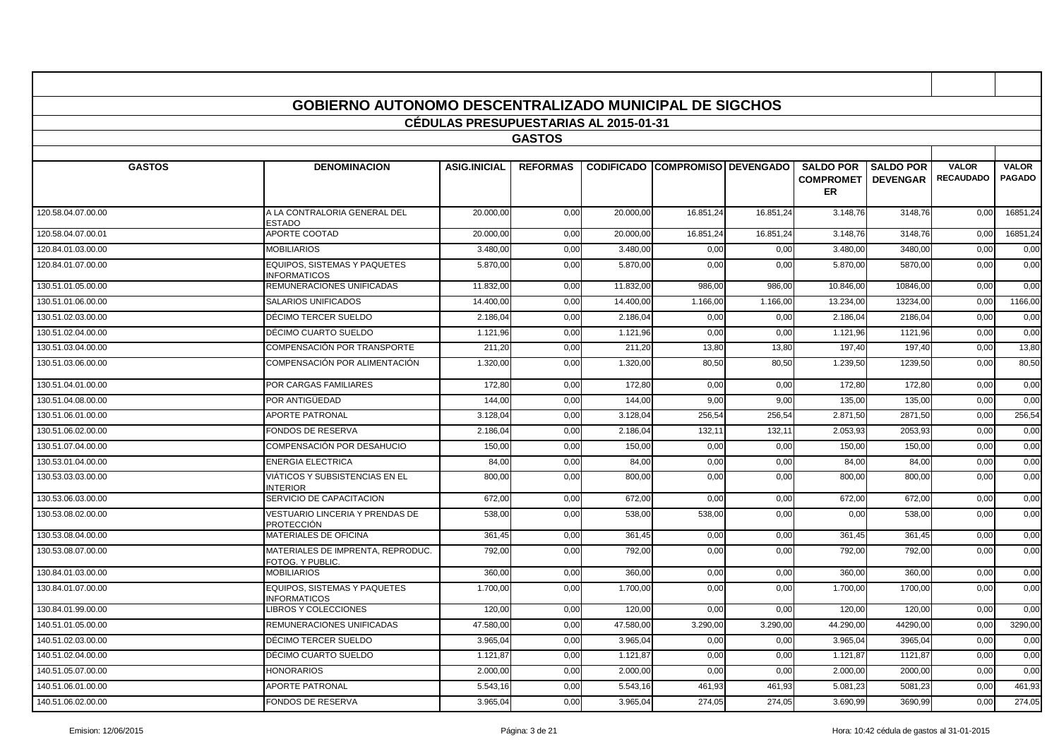# GOBIERNO AUTONOMO DESCENTRALIZADO MUNICIPAL DE SIGCHOS

## CÉDULAS PRESUPUESTARIAS AL 2015-01-31

### GASTOS

| GASTOS | DENOMINACION | ASIG.INICIAL | REFORMAS | CODIFICADO | COMPROMISO | DEVENGADO | SALDO POR COMPROMETER | SALDO POR DEVENGAR | VALOR RECAUDADO | VALOR PAGADO |
|---|---|---|---|---|---|---|---|---|---|---|
| 120.58.04.07.00.00 | A LA CONTRALORIA GENERAL DEL ESTADO | 20.000,00 | 0,00 | 20.000,00 | 16.851,24 | 16.851,24 | 3.148,76 | 3148,76 | 0,00 | 16851,24 |
| 120.58.04.07.00.01 | APORTE COOTAD | 20.000,00 | 0,00 | 20.000,00 | 16.851,24 | 16.851,24 | 3.148,76 | 3148,76 | 0,00 | 16851,24 |
| 120.84.01.03.00.00 | MOBILIARIOS | 3.480,00 | 0,00 | 3.480,00 | 0,00 | 0,00 | 3.480,00 | 3480,00 | 0,00 | 0,00 |
| 120.84.01.07.00.00 | EQUIPOS, SISTEMAS Y PAQUETES INFORMATICOS | 5.870,00 | 0,00 | 5.870,00 | 0,00 | 0,00 | 5.870,00 | 5870,00 | 0,00 | 0,00 |
| 130.51.01.05.00.00 | REMUNERACIONES UNIFICADAS | 11.832,00 | 0,00 | 11.832,00 | 986,00 | 986,00 | 10.846,00 | 10846,00 | 0,00 | 0,00 |
| 130.51.01.06.00.00 | SALARIOS UNIFICADOS | 14.400,00 | 0,00 | 14.400,00 | 1.166,00 | 1.166,00 | 13.234,00 | 13234,00 | 0,00 | 1166,00 |
| 130.51.02.03.00.00 | DÉCIMO TERCER SUELDO | 2.186,04 | 0,00 | 2.186,04 | 0,00 | 0,00 | 2.186,04 | 2186,04 | 0,00 | 0,00 |
| 130.51.02.04.00.00 | DÉCIMO CUARTO SUELDO | 1.121,96 | 0,00 | 1.121,96 | 0,00 | 0,00 | 1.121,96 | 1121,96 | 0,00 | 0,00 |
| 130.51.03.04.00.00 | COMPENSACIÓN POR TRANSPORTE | 211,20 | 0,00 | 211,20 | 13,80 | 13,80 | 197,40 | 197,40 | 0,00 | 13,80 |
| 130.51.03.06.00.00 | COMPENSACIÓN POR ALIMENTACIÓN | 1.320,00 | 0,00 | 1.320,00 | 80,50 | 80,50 | 1.239,50 | 1239,50 | 0,00 | 80,50 |
| 130.51.04.01.00.00 | POR CARGAS FAMILIARES | 172,80 | 0,00 | 172,80 | 0,00 | 0,00 | 172,80 | 172,80 | 0,00 | 0,00 |
| 130.51.04.08.00.00 | POR ANTIGÜEDAD | 144,00 | 0,00 | 144,00 | 9,00 | 9,00 | 135,00 | 135,00 | 0,00 | 0,00 |
| 130.51.06.01.00.00 | APORTE PATRONAL | 3.128,04 | 0,00 | 3.128,04 | 256,54 | 256,54 | 2.871,50 | 2871,50 | 0,00 | 256,54 |
| 130.51.06.02.00.00 | FONDOS DE RESERVA | 2.186,04 | 0,00 | 2.186,04 | 132,11 | 132,11 | 2.053,93 | 2053,93 | 0,00 | 0,00 |
| 130.51.07.04.00.00 | COMPENSACIÓN POR DESAHUCIO | 150,00 | 0,00 | 150,00 | 0,00 | 0,00 | 150,00 | 150,00 | 0,00 | 0,00 |
| 130.53.01.04.00.00 | ENERGIA ELECTRICA | 84,00 | 0,00 | 84,00 | 0,00 | 0,00 | 84,00 | 84,00 | 0,00 | 0,00 |
| 130.53.03.03.00.00 | VIÁTICOS Y SUBSISTENCIAS EN EL INTERIOR | 800,00 | 0,00 | 800,00 | 0,00 | 0,00 | 800,00 | 800,00 | 0,00 | 0,00 |
| 130.53.06.03.00.00 | SERVICIO DE CAPACITACION | 672,00 | 0,00 | 672,00 | 0,00 | 0,00 | 672,00 | 672,00 | 0,00 | 0,00 |
| 130.53.08.02.00.00 | VESTUARIO LINCERIA Y PRENDAS DE PROTECCIÓN | 538,00 | 0,00 | 538,00 | 538,00 | 0,00 | 0,00 | 538,00 | 0,00 | 0,00 |
| 130.53.08.04.00.00 | MATERIALES DE OFICINA | 361,45 | 0,00 | 361,45 | 0,00 | 0,00 | 361,45 | 361,45 | 0,00 | 0,00 |
| 130.53.08.07.00.00 | MATERIALES DE IMPRENTA, REPRODUC. FOTOG. Y PUBLIC. | 792,00 | 0,00 | 792,00 | 0,00 | 0,00 | 792,00 | 792,00 | 0,00 | 0,00 |
| 130.84.01.03.00.00 | MOBILIARIOS | 360,00 | 0,00 | 360,00 | 0,00 | 0,00 | 360,00 | 360,00 | 0,00 | 0,00 |
| 130.84.01.07.00.00 | EQUIPOS, SISTEMAS Y PAQUETES INFORMATICOS | 1.700,00 | 0,00 | 1.700,00 | 0,00 | 0,00 | 1.700,00 | 1700,00 | 0,00 | 0,00 |
| 130.84.01.99.00.00 | LIBROS Y COLECCIONES | 120,00 | 0,00 | 120,00 | 0,00 | 0,00 | 120,00 | 120,00 | 0,00 | 0,00 |
| 140.51.01.05.00.00 | REMUNERACIONES UNIFICADAS | 47.580,00 | 0,00 | 47.580,00 | 3.290,00 | 3.290,00 | 44.290,00 | 44290,00 | 0,00 | 3290,00 |
| 140.51.02.03.00.00 | DÉCIMO TERCER SUELDO | 3.965,04 | 0,00 | 3.965,04 | 0,00 | 0,00 | 3.965,04 | 3965,04 | 0,00 | 0,00 |
| 140.51.02.04.00.00 | DÉCIMO CUARTO SUELDO | 1.121,87 | 0,00 | 1.121,87 | 0,00 | 0,00 | 1.121,87 | 1121,87 | 0,00 | 0,00 |
| 140.51.05.07.00.00 | HONORARIOS | 2.000,00 | 0,00 | 2.000,00 | 0,00 | 0,00 | 2.000,00 | 2000,00 | 0,00 | 0,00 |
| 140.51.06.01.00.00 | APORTE PATRONAL | 5.543,16 | 0,00 | 5.543,16 | 461,93 | 461,93 | 5.081,23 | 5081,23 | 0,00 | 461,93 |
| 140.51.06.02.00.00 | FONDOS DE RESERVA | 3.965,04 | 0,00 | 3.965,04 | 274,05 | 274,05 | 3.690,99 | 3690,99 | 0,00 | 274,05 |

Emision: 12/06/2015 — Hora: 10:42 cédula de gastos al 31-01-2015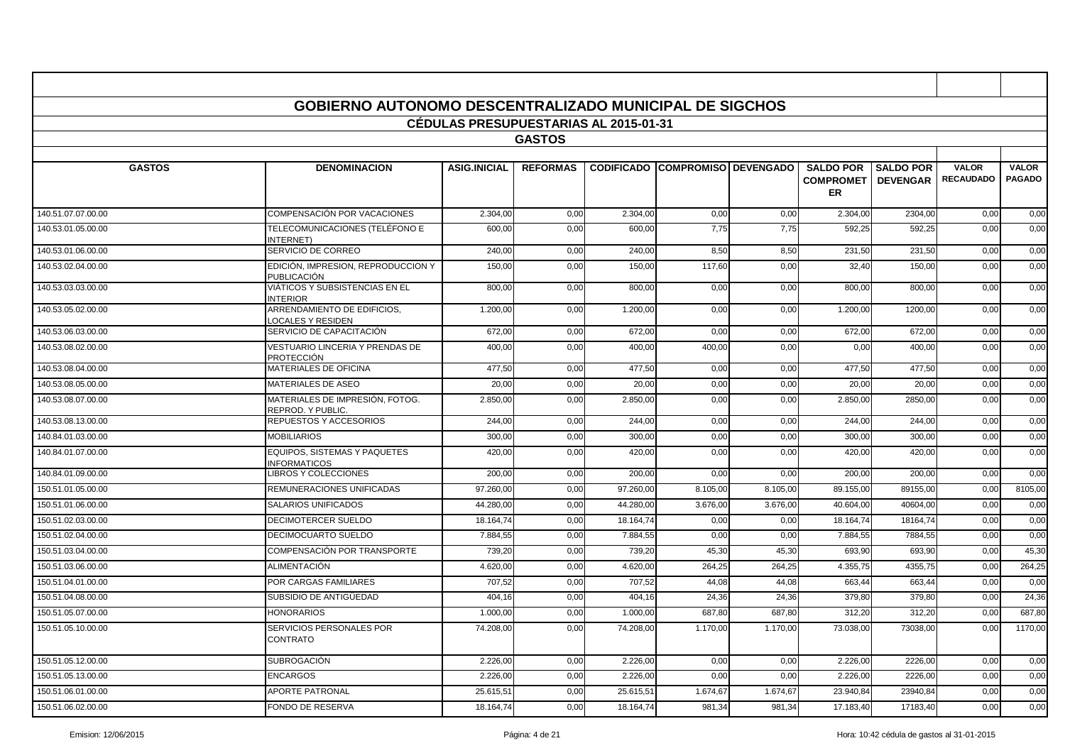# GOBIERNO AUTONOMO DESCENTRALIZADO MUNICIPAL DE SIGCHOS

## CÉDULAS PRESUPUESTARIAS AL 2015-01-31

### GASTOS

| GASTOS | DENOMINACION | ASIG.INICIAL | REFORMAS | CODIFICADO | COMPROMISO | DEVENGADO | SALDO POR COMPROMETER | SALDO POR DEVENGAR | VALOR RECAUDADO | VALOR PAGADO |
|---|---|---|---|---|---|---|---|---|---|---|
| 140.51.07.07.00.00 | COMPENSACIÓN POR VACACIONES | 2.304,00 | 0,00 | 2.304,00 | 0,00 | 0,00 | 2.304,00 | 2304,00 | 0,00 | 0,00 |
| 140.53.01.05.00.00 | TELECOMUNICACIONES (TELÉFONO E INTERNET) | 600,00 | 0,00 | 600,00 | 7,75 | 7,75 | 592,25 | 592,25 | 0,00 | 0,00 |
| 140.53.01.06.00.00 | SERVICIO DE CORREO | 240,00 | 0,00 | 240,00 | 8,50 | 8,50 | 231,50 | 231,50 | 0,00 | 0,00 |
| 140.53.02.04.00.00 | EDICIÓN, IMPRESION, REPRODUCCION Y PUBLICACIÓN | 150,00 | 0,00 | 150,00 | 117,60 | 0,00 | 32,40 | 150,00 | 0,00 | 0,00 |
| 140.53.03.03.00.00 | VIÁTICOS Y SUBSISTENCIAS EN EL INTERIOR | 800,00 | 0,00 | 800,00 | 0,00 | 0,00 | 800,00 | 800,00 | 0,00 | 0,00 |
| 140.53.05.02.00.00 | ARRENDAMIENTO DE EDIFICIOS, LOCALES Y RESIDEN | 1.200,00 | 0,00 | 1.200,00 | 0,00 | 0,00 | 1.200,00 | 1200,00 | 0,00 | 0,00 |
| 140.53.06.03.00.00 | SERVICIO DE CAPACITACIÓN | 672,00 | 0,00 | 672,00 | 0,00 | 0,00 | 672,00 | 672,00 | 0,00 | 0,00 |
| 140.53.08.02.00.00 | VESTUARIO LINCERIA Y PRENDAS DE PROTECCIÓN | 400,00 | 0,00 | 400,00 | 400,00 | 0,00 | 0,00 | 400,00 | 0,00 | 0,00 |
| 140.53.08.04.00.00 | MATERIALES DE OFICINA | 477,50 | 0,00 | 477,50 | 0,00 | 0,00 | 477,50 | 477,50 | 0,00 | 0,00 |
| 140.53.08.05.00.00 | MATERIALES DE ASEO | 20,00 | 0,00 | 20,00 | 0,00 | 0,00 | 20,00 | 20,00 | 0,00 | 0,00 |
| 140.53.08.07.00.00 | MATERIALES DE IMPRESIÓN, FOTOG. REPROD. Y PUBLIC. | 2.850,00 | 0,00 | 2.850,00 | 0,00 | 0,00 | 2.850,00 | 2850,00 | 0,00 | 0,00 |
| 140.53.08.13.00.00 | REPUESTOS Y ACCESORIOS | 244,00 | 0,00 | 244,00 | 0,00 | 0,00 | 244,00 | 244,00 | 0,00 | 0,00 |
| 140.84.01.03.00.00 | MOBILIARIOS | 300,00 | 0,00 | 300,00 | 0,00 | 0,00 | 300,00 | 300,00 | 0,00 | 0,00 |
| 140.84.01.07.00.00 | EQUIPOS, SISTEMAS Y PAQUETES INFORMATICOS | 420,00 | 0,00 | 420,00 | 0,00 | 0,00 | 420,00 | 420,00 | 0,00 | 0,00 |
| 140.84.01.09.00.00 | LIBROS Y COLECCIONES | 200,00 | 0,00 | 200,00 | 0,00 | 0,00 | 200,00 | 200,00 | 0,00 | 0,00 |
| 150.51.01.05.00.00 | REMUNERACIONES UNIFICADAS | 97.260,00 | 0,00 | 97.260,00 | 8.105,00 | 8.105,00 | 89.155,00 | 89155,00 | 0,00 | 8105,00 |
| 150.51.01.06.00.00 | SALARIOS UNIFICADOS | 44.280,00 | 0,00 | 44.280,00 | 3.676,00 | 3.676,00 | 40.604,00 | 40604,00 | 0,00 | 0,00 |
| 150.51.02.03.00.00 | DECIMOTERCER SUELDO | 18.164,74 | 0,00 | 18.164,74 | 0,00 | 0,00 | 18.164,74 | 18164,74 | 0,00 | 0,00 |
| 150.51.02.04.00.00 | DECIMOCUARTO SUELDO | 7.884,55 | 0,00 | 7.884,55 | 0,00 | 0,00 | 7.884,55 | 7884,55 | 0,00 | 0,00 |
| 150.51.03.04.00.00 | COMPENSACIÓN POR TRANSPORTE | 739,20 | 0,00 | 739,20 | 45,30 | 45,30 | 693,90 | 693,90 | 0,00 | 45,30 |
| 150.51.03.06.00.00 | ALIMENTACIÓN | 4.620,00 | 0,00 | 4.620,00 | 264,25 | 264,25 | 4.355,75 | 4355,75 | 0,00 | 264,25 |
| 150.51.04.01.00.00 | POR CARGAS FAMILIARES | 707,52 | 0,00 | 707,52 | 44,08 | 44,08 | 663,44 | 663,44 | 0,00 | 0,00 |
| 150.51.04.08.00.00 | SUBSIDIO DE ANTIGÜEDAD | 404,16 | 0,00 | 404,16 | 24,36 | 24,36 | 379,80 | 379,80 | 0,00 | 24,36 |
| 150.51.05.07.00.00 | HONORARIOS | 1.000,00 | 0,00 | 1.000,00 | 687,80 | 687,80 | 312,20 | 312,20 | 0,00 | 687,80 |
| 150.51.05.10.00.00 | SERVICIOS PERSONALES POR CONTRATO | 74.208,00 | 0,00 | 74.208,00 | 1.170,00 | 1.170,00 | 73.038,00 | 73038,00 | 0,00 | 1170,00 |
| 150.51.05.12.00.00 | SUBROGACIÓN | 2.226,00 | 0,00 | 2.226,00 | 0,00 | 0,00 | 2.226,00 | 2226,00 | 0,00 | 0,00 |
| 150.51.05.13.00.00 | ENCARGOS | 2.226,00 | 0,00 | 2.226,00 | 0,00 | 0,00 | 2.226,00 | 2226,00 | 0,00 | 0,00 |
| 150.51.06.01.00.00 | APORTE PATRONAL | 25.615,51 | 0,00 | 25.615,51 | 1.674,67 | 1.674,67 | 23.940,84 | 23940,84 | 0,00 | 0,00 |
| 150.51.06.02.00.00 | FONDO DE RESERVA | 18.164,74 | 0,00 | 18.164,74 | 981,34 | 981,34 | 17.183,40 | 17183,40 | 0,00 | 0,00 |

Emision: 12/06/2015 Hora: 10:42 cédula de gastos al 31-01-2015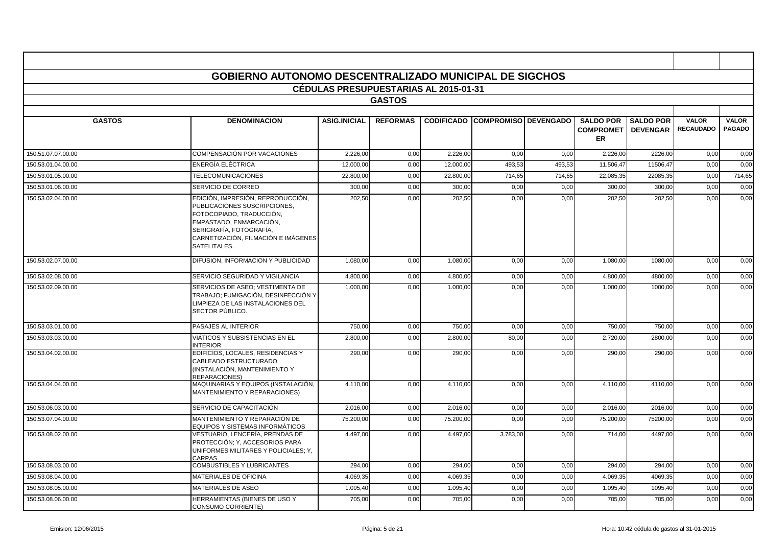# GOBIERNO AUTONOMO DESCENTRALIZADO MUNICIPAL DE SIGCHOS

## CÉDULAS PRESUPUESTARIAS AL 2015-01-31

### GASTOS

| GASTOS | DENOMINACION | ASIG.INICIAL | REFORMAS | CODIFICADO | COMPROMISO | DEVENGADO | SALDO POR COMPROMETER | SALDO POR DEVENGAR | VALOR RECAUDADO | VALOR PAGADO |
|---|---|---|---|---|---|---|---|---|---|---|
| 150.51.07.07.00.00 | COMPENSACIÓN POR VACACIONES | 2.226,00 | 0,00 | 2.226,00 | 0,00 | 0,00 | 2.226,00 | 2226,00 | 0,00 | 0,00 |
| 150.53.01.04.00.00 | ENERGÍA ELÉCTRICA | 12.000,00 | 0,00 | 12.000,00 | 493,53 | 493,53 | 11.506,47 | 11506,47 | 0,00 | 0,00 |
| 150.53.01.05.00.00 | TELECOMUNICACIONES | 22.800,00 | 0,00 | 22.800,00 | 714,65 | 714,65 | 22.085,35 | 22085,35 | 0,00 | 714,65 |
| 150.53.01.06.00.00 | SERVICIO DE CORREO | 300,00 | 0,00 | 300,00 | 0,00 | 0,00 | 300,00 | 300,00 | 0,00 | 0,00 |
| 150.53.02.04.00.00 | EDICIÓN, IMPRESIÓN, REPRODUCCIÓN, PUBLICACIONES SUSCRIPCIONES, FOTOCOPIADO, TRADUCCIÓN, EMPASTADO, ENMARCACIÓN, SERIGRAFÍA, FOTOGRAFÍA, CARNETIZACIÓN, FILMACIÓN E IMÁGENES SATELITALES. | 202,50 | 0,00 | 202,50 | 0,00 | 0,00 | 202,50 | 202,50 | 0,00 | 0,00 |
| 150.53.02.07.00.00 | DIFUSION, INFORMACION Y PUBLICIDAD | 1.080,00 | 0,00 | 1.080,00 | 0,00 | 0,00 | 1.080,00 | 1080,00 | 0,00 | 0,00 |
| 150.53.02.08.00.00 | SERVICIO SEGURIDAD Y VIGILANCIA | 4.800,00 | 0,00 | 4.800,00 | 0,00 | 0,00 | 4.800,00 | 4800,00 | 0,00 | 0,00 |
| 150.53.02.09.00.00 | SERVICIOS DE ASEO; VESTIMENTA DE TRABAJO; FUMIGACIÓN, DESINFECCIÓN Y LIMPIEZA DE LAS INSTALACIONES DEL SECTOR PÚBLICO. | 1.000,00 | 0,00 | 1.000,00 | 0,00 | 0,00 | 1.000,00 | 1000,00 | 0,00 | 0,00 |
| 150.53.03.01.00.00 | PASAJES AL INTERIOR | 750,00 | 0,00 | 750,00 | 0,00 | 0,00 | 750,00 | 750,00 | 0,00 | 0,00 |
| 150.53.03.03.00.00 | VIÁTICOS Y SUBSISTENCIAS EN EL INTERIOR | 2.800,00 | 0,00 | 2.800,00 | 80,00 | 0,00 | 2.720,00 | 2800,00 | 0,00 | 0,00 |
| 150.53.04.02.00.00 | EDIFICIOS, LOCALES, RESIDENCIAS Y CABLEADO ESTRUCTURADO (INSTALACIÓN, MANTENIMIENTO Y REPARACIONES) | 290,00 | 0,00 | 290,00 | 0,00 | 0,00 | 290,00 | 290,00 | 0,00 | 0,00 |
| 150.53.04.04.00.00 | MAQUINARIAS Y EQUIPOS (INSTALACIÓN, MANTENIMIENTO Y REPARACIONES) | 4.110,00 | 0,00 | 4.110,00 | 0,00 | 0,00 | 4.110,00 | 4110,00 | 0,00 | 0,00 |
| 150.53.06.03.00.00 | SERVICIO DE CAPACITACIÓN | 2.016,00 | 0,00 | 2.016,00 | 0,00 | 0,00 | 2.016,00 | 2016,00 | 0,00 | 0,00 |
| 150.53.07.04.00.00 | MANTENIMIENTO Y REPARACIÓN DE EQUIPOS Y SISTEMAS INFORMÁTICOS | 75.200,00 | 0,00 | 75.200,00 | 0,00 | 0,00 | 75.200,00 | 75200,00 | 0,00 | 0,00 |
| 150.53.08.02.00.00 | VESTUARIO, LENCERÍA, PRENDAS DE PROTECCIÓN; Y, ACCESORIOS PARA UNIFORMES MILITARES Y POLICIALES; Y, CARPAS | 4.497,00 | 0,00 | 4.497,00 | 3.783,00 | 0,00 | 714,00 | 4497,00 | 0,00 | 0,00 |
| 150.53.08.03.00.00 | COMBUSTIBLES Y LUBRICANTES | 294,00 | 0,00 | 294,00 | 0,00 | 0,00 | 294,00 | 294,00 | 0,00 | 0,00 |
| 150.53.08.04.00.00 | MATERIALES DE OFICINA | 4.069,35 | 0,00 | 4.069,35 | 0,00 | 0,00 | 4.069,35 | 4069,35 | 0,00 | 0,00 |
| 150.53.08.05.00.00 | MATERIALES DE ASEO | 1.095,40 | 0,00 | 1.095,40 | 0,00 | 0,00 | 1.095,40 | 1095,40 | 0,00 | 0,00 |
| 150.53.08.06.00.00 | HERRAMIENTAS (BIENES DE USO Y CONSUMO CORRIENTE) | 705,00 | 0,00 | 705,00 | 0,00 | 0,00 | 705,00 | 705,00 | 0,00 | 0,00 |

Emision: 12/06/2015 Hora: 10:42 cédula de gastos al 31-01-2015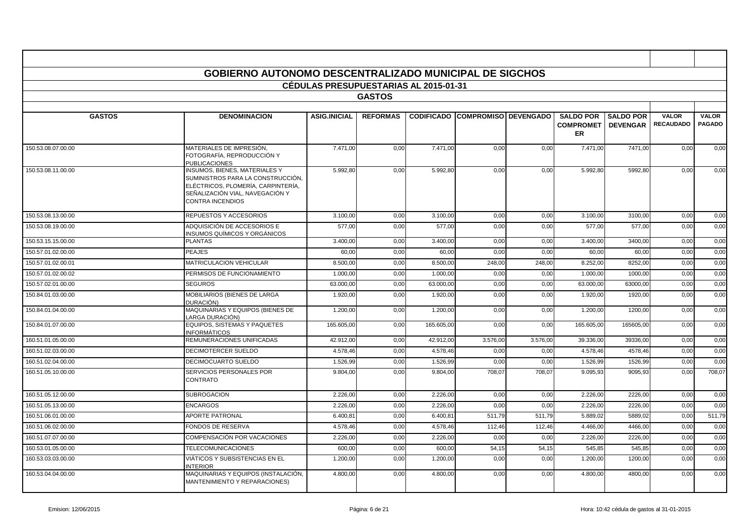# GOBIERNO AUTONOMO DESCENTRALIZADO MUNICIPAL DE SIGCHOS

## CÉDULAS PRESUPUESTARIAS AL 2015-01-31

### GASTOS

| GASTOS | DENOMINACION | ASIG.INICIAL | REFORMAS | CODIFICADO | COMPROMISO | DEVENGADO | SALDO POR COMPROMETER | SALDO POR DEVENGAR | VALOR RECAUDADO | VALOR PAGADO |
|---|---|---|---|---|---|---|---|---|---|---|
| 150.53.08.07.00.00 | MATERIALES DE IMPRESIÓN, FOTOGRAFÍA, REPRODUCCIÓN Y PUBLICACIONES | 7.471,00 | 0,00 | 7.471,00 | 0,00 | 0,00 | 7.471,00 | 7471,00 | 0,00 | 0,00 |
| 150.53.08.11.00.00 | INSUMOS, BIENES, MATERIALES Y SUMINISTROS PARA LA CONSTRUCCIÓN, ELÉCTRICOS, PLOMERÍA, CARPINTERÍA, SEÑALIZACIÓN VIAL, NAVEGACIÓN Y CONTRA INCENDIOS | 5.992,80 | 0,00 | 5.992,80 | 0,00 | 0,00 | 5.992,80 | 5992,80 | 0,00 | 0,00 |
| 150.53.08.13.00.00 | REPUESTOS Y ACCESORIOS | 3.100,00 | 0,00 | 3.100,00 | 0,00 | 0,00 | 3.100,00 | 3100,00 | 0,00 | 0,00 |
| 150.53.08.19.00.00 | ADQUISICIÓN DE ACCESORIOS E INSUMOS QUÍMICOS Y ORGÁNICOS | 577,00 | 0,00 | 577,00 | 0,00 | 0,00 | 577,00 | 577,00 | 0,00 | 0,00 |
| 150.53.15.15.00.00 | PLANTAS | 3.400,00 | 0,00 | 3.400,00 | 0,00 | 0,00 | 3.400,00 | 3400,00 | 0,00 | 0,00 |
| 150.57.01.02.00.00 | PEAJES | 60,00 | 0,00 | 60,00 | 0,00 | 0,00 | 60,00 | 60,00 | 0,00 | 0,00 |
| 150.57.01.02.00.01 | MATRICULACION VEHICULAR | 8.500,00 | 0,00 | 8.500,00 | 248,00 | 248,00 | 8.252,00 | 8252,00 | 0,00 | 0,00 |
| 150.57.01.02.00.02 | PERMISOS DE FUNCIONAMIENTO | 1.000,00 | 0,00 | 1.000,00 | 0,00 | 0,00 | 1.000,00 | 1000,00 | 0,00 | 0,00 |
| 150.57.02.01.00.00 | SEGUROS | 63.000,00 | 0,00 | 63.000,00 | 0,00 | 0,00 | 63.000,00 | 63000,00 | 0,00 | 0,00 |
| 150.84.01.03.00.00 | MOBILIARIOS (BIENES DE LARGA DURACIÓN) | 1.920,00 | 0,00 | 1.920,00 | 0,00 | 0,00 | 1.920,00 | 1920,00 | 0,00 | 0,00 |
| 150.84.01.04.00.00 | MAQUINARIAS Y EQUIPOS (BIENES DE LARGA DURACIÓN) | 1.200,00 | 0,00 | 1.200,00 | 0,00 | 0,00 | 1.200,00 | 1200,00 | 0,00 | 0,00 |
| 150.84.01.07.00.00 | EQUIPOS, SISTEMAS Y PAQUETES INFORMÁTICOS | 165.605,00 | 0,00 | 165.605,00 | 0,00 | 0,00 | 165.605,00 | 165605,00 | 0,00 | 0,00 |
| 160.51.01.05.00.00 | REMUNERACIONES UNIFICADAS | 42.912,00 | 0,00 | 42.912,00 | 3.576,00 | 3.576,00 | 39.336,00 | 39336,00 | 0,00 | 0,00 |
| 160.51.02.03.00.00 | DECIMOTERCER SUELDO | 4.578,46 | 0,00 | 4.578,46 | 0,00 | 0,00 | 4.578,46 | 4578,46 | 0,00 | 0,00 |
| 160.51.02.04.00.00 | DECIMOCUARTO SUELDO | 1.526,99 | 0,00 | 1.526,99 | 0,00 | 0,00 | 1.526,99 | 1526,99 | 0,00 | 0,00 |
| 160.51.05.10.00.00 | SERVICIOS PERSONALES POR CONTRATO | 9.804,00 | 0,00 | 9.804,00 | 708,07 | 708,07 | 9.095,93 | 9095,93 | 0,00 | 708,07 |
| 160.51.05.12.00.00 | SUBROGACION | 2.226,00 | 0,00 | 2.226,00 | 0,00 | 0,00 | 2.226,00 | 2226,00 | 0,00 | 0,00 |
| 160.51.05.13.00.00 | ENCARGOS | 2.226,00 | 0,00 | 2.226,00 | 0,00 | 0,00 | 2.226,00 | 2226,00 | 0,00 | 0,00 |
| 160.51.06.01.00.00 | APORTE PATRONAL | 6.400,81 | 0,00 | 6.400,81 | 511,79 | 511,79 | 5.889,02 | 5889,02 | 0,00 | 511,79 |
| 160.51.06.02.00.00 | FONDOS DE RESERVA | 4.578,46 | 0,00 | 4.578,46 | 112,46 | 112,46 | 4.466,00 | 4466,00 | 0,00 | 0,00 |
| 160.51.07.07.00.00 | COMPENSACIÓN POR VACACIONES | 2.226,00 | 0,00 | 2.226,00 | 0,00 | 0,00 | 2.226,00 | 2226,00 | 0,00 | 0,00 |
| 160.53.01.05.00.00 | TELECOMUNICACIONES | 600,00 | 0,00 | 600,00 | 54,15 | 54,15 | 545,85 | 545,85 | 0,00 | 0,00 |
| 160.53.03.03.00.00 | VIÁTICOS Y SUBSISTENCIAS EN EL INTERIOR | 1.200,00 | 0,00 | 1.200,00 | 0,00 | 0,00 | 1.200,00 | 1200,00 | 0,00 | 0,00 |
| 160.53.04.04.00.00 | MAQUINARIAS Y EQUIPOS (INSTALACIÓN, MANTENIMIENTO Y REPARACIONES) | 4.800,00 | 0,00 | 4.800,00 | 0,00 | 0,00 | 4.800,00 | 4800,00 | 0,00 | 0,00 |

Emision: 12/06/2015 — Hora: 10:42 cédula de gastos al 31-01-2015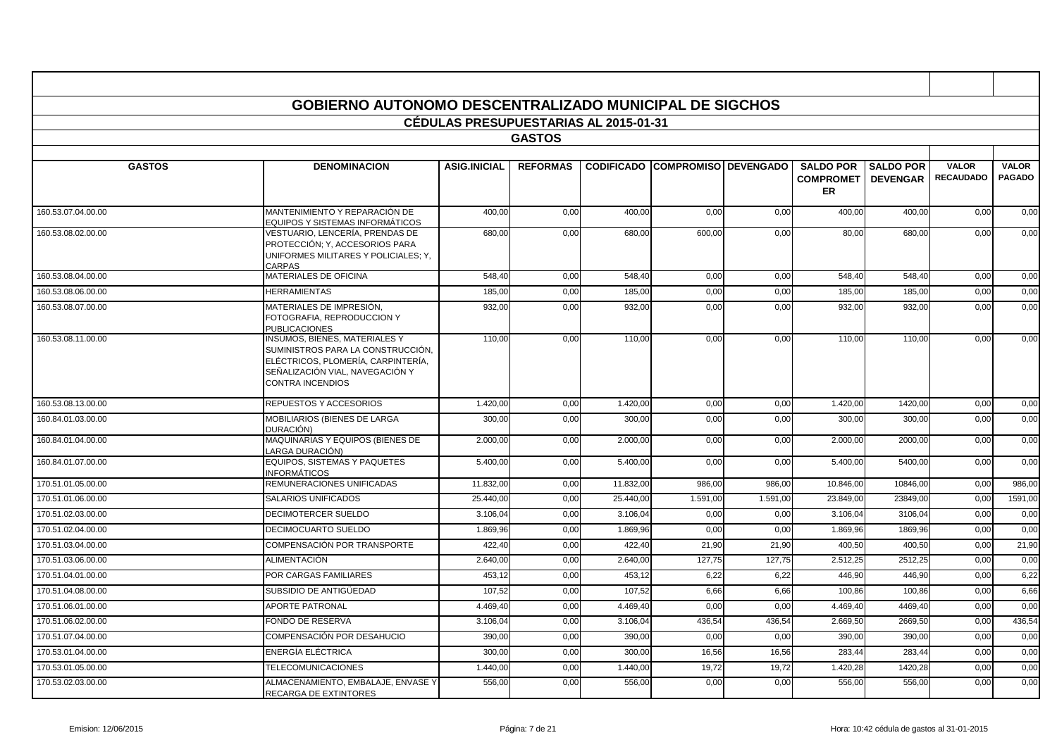## GOBIERNO AUTONOMO DESCENTRALIZADO MUNICIPAL DE SIGCHOS

### CÉDULAS PRESUPUESTARIAS AL 2015-01-31

### GASTOS

| GASTOS | DENOMINACION | ASIG.INICIAL | REFORMAS | CODIFICADO | COMPROMISO | DEVENGADO | SALDO POR COMPROMETER | SALDO POR DEVENGAR | VALOR RECAUDADO | VALOR PAGADO |
|---|---|---|---|---|---|---|---|---|---|---|
| 160.53.07.04.00.00 | MANTENIMIENTO Y REPARACIÓN DE EQUIPOS Y SISTEMAS INFORMÁTICOS | 400,00 | 0,00 | 400,00 | 0,00 | 0,00 | 400,00 | 400,00 | 0,00 | 0,00 |
| 160.53.08.02.00.00 | VESTUARIO, LENCERÍA, PRENDAS DE PROTECCIÓN; Y, ACCESORIOS PARA UNIFORMES MILITARES Y POLICIALES; Y, CARPAS | 680,00 | 0,00 | 680,00 | 600,00 | 0,00 | 80,00 | 680,00 | 0,00 | 0,00 |
| 160.53.08.04.00.00 | MATERIALES DE OFICINA | 548,40 | 0,00 | 548,40 | 0,00 | 0,00 | 548,40 | 548,40 | 0,00 | 0,00 |
| 160.53.08.06.00.00 | HERRAMIENTAS | 185,00 | 0,00 | 185,00 | 0,00 | 0,00 | 185,00 | 185,00 | 0,00 | 0,00 |
| 160.53.08.07.00.00 | MATERIALES DE IMPRESIÓN, FOTOGRAFIA, REPRODUCCION Y PUBLICACIONES | 932,00 | 0,00 | 932,00 | 0,00 | 0,00 | 932,00 | 932,00 | 0,00 | 0,00 |
| 160.53.08.11.00.00 | INSUMOS, BIENES, MATERIALES Y SUMINISTROS PARA LA CONSTRUCCIÓN, ELÉCTRICOS, PLOMERÍA, CARPINTERÍA, SEÑALIZACIÓN VIAL, NAVEGACIÓN Y CONTRA INCENDIOS | 110,00 | 0,00 | 110,00 | 0,00 | 0,00 | 110,00 | 110,00 | 0,00 | 0,00 |
| 160.53.08.13.00.00 | REPUESTOS Y ACCESORIOS | 1.420,00 | 0,00 | 1.420,00 | 0,00 | 0,00 | 1.420,00 | 1420,00 | 0,00 | 0,00 |
| 160.84.01.03.00.00 | MOBILIARIOS (BIENES DE LARGA DURACIÓN) | 300,00 | 0,00 | 300,00 | 0,00 | 0,00 | 300,00 | 300,00 | 0,00 | 0,00 |
| 160.84.01.04.00.00 | MAQUINARIAS Y EQUIPOS (BIENES DE LARGA DURACIÓN) | 2.000,00 | 0,00 | 2.000,00 | 0,00 | 0,00 | 2.000,00 | 2000,00 | 0,00 | 0,00 |
| 160.84.01.07.00.00 | EQUIPOS, SISTEMAS Y PAQUETES INFORMÁTICOS | 5.400,00 | 0,00 | 5.400,00 | 0,00 | 0,00 | 5.400,00 | 5400,00 | 0,00 | 0,00 |
| 170.51.01.05.00.00 | REMUNERACIONES UNIFICADAS | 11.832,00 | 0,00 | 11.832,00 | 986,00 | 986,00 | 10.846,00 | 10846,00 | 0,00 | 986,00 |
| 170.51.01.06.00.00 | SALARIOS UNIFICADOS | 25.440,00 | 0,00 | 25.440,00 | 1.591,00 | 1.591,00 | 23.849,00 | 23849,00 | 0,00 | 1591,00 |
| 170.51.02.03.00.00 | DECIMOTERCER SUELDO | 3.106,04 | 0,00 | 3.106,04 | 0,00 | 0,00 | 3.106,04 | 3106,04 | 0,00 | 0,00 |
| 170.51.02.04.00.00 | DECIMOCUARTO SUELDO | 1.869,96 | 0,00 | 1.869,96 | 0,00 | 0,00 | 1.869,96 | 1869,96 | 0,00 | 0,00 |
| 170.51.03.04.00.00 | COMPENSACIÓN POR TRANSPORTE | 422,40 | 0,00 | 422,40 | 21,90 | 21,90 | 400,50 | 400,50 | 0,00 | 21,90 |
| 170.51.03.06.00.00 | ALIMENTACIÓN | 2.640,00 | 0,00 | 2.640,00 | 127,75 | 127,75 | 2.512,25 | 2512,25 | 0,00 | 0,00 |
| 170.51.04.01.00.00 | POR CARGAS FAMILIARES | 453,12 | 0,00 | 453,12 | 6,22 | 6,22 | 446,90 | 446,90 | 0,00 | 6,22 |
| 170.51.04.08.00.00 | SUBSIDIO DE ANTIGÜEDAD | 107,52 | 0,00 | 107,52 | 6,66 | 6,66 | 100,86 | 100,86 | 0,00 | 6,66 |
| 170.51.06.01.00.00 | APORTE PATRONAL | 4.469,40 | 0,00 | 4.469,40 | 0,00 | 0,00 | 4.469,40 | 4469,40 | 0,00 | 0,00 |
| 170.51.06.02.00.00 | FONDO DE RESERVA | 3.106,04 | 0,00 | 3.106,04 | 436,54 | 436,54 | 2.669,50 | 2669,50 | 0,00 | 436,54 |
| 170.51.07.04.00.00 | COMPENSACIÓN POR DESAHUCIO | 390,00 | 0,00 | 390,00 | 0,00 | 0,00 | 390,00 | 390,00 | 0,00 | 0,00 |
| 170.53.01.04.00.00 | ENERGÍA ELÉCTRICA | 300,00 | 0,00 | 300,00 | 16,56 | 16,56 | 283,44 | 283,44 | 0,00 | 0,00 |
| 170.53.01.05.00.00 | TELECOMUNICACIONES | 1.440,00 | 0,00 | 1.440,00 | 19,72 | 19,72 | 1.420,28 | 1420,28 | 0,00 | 0,00 |
| 170.53.02.03.00.00 | ALMACENAMIENTO, EMBALAJE, ENVASE Y RECARGA DE EXTINTORES | 556,00 | 0,00 | 556,00 | 0,00 | 0,00 | 556,00 | 556,00 | 0,00 | 0,00 |

Emision: 12/06/2015 — Hora: 10:42 cédula de gastos al 31-01-2015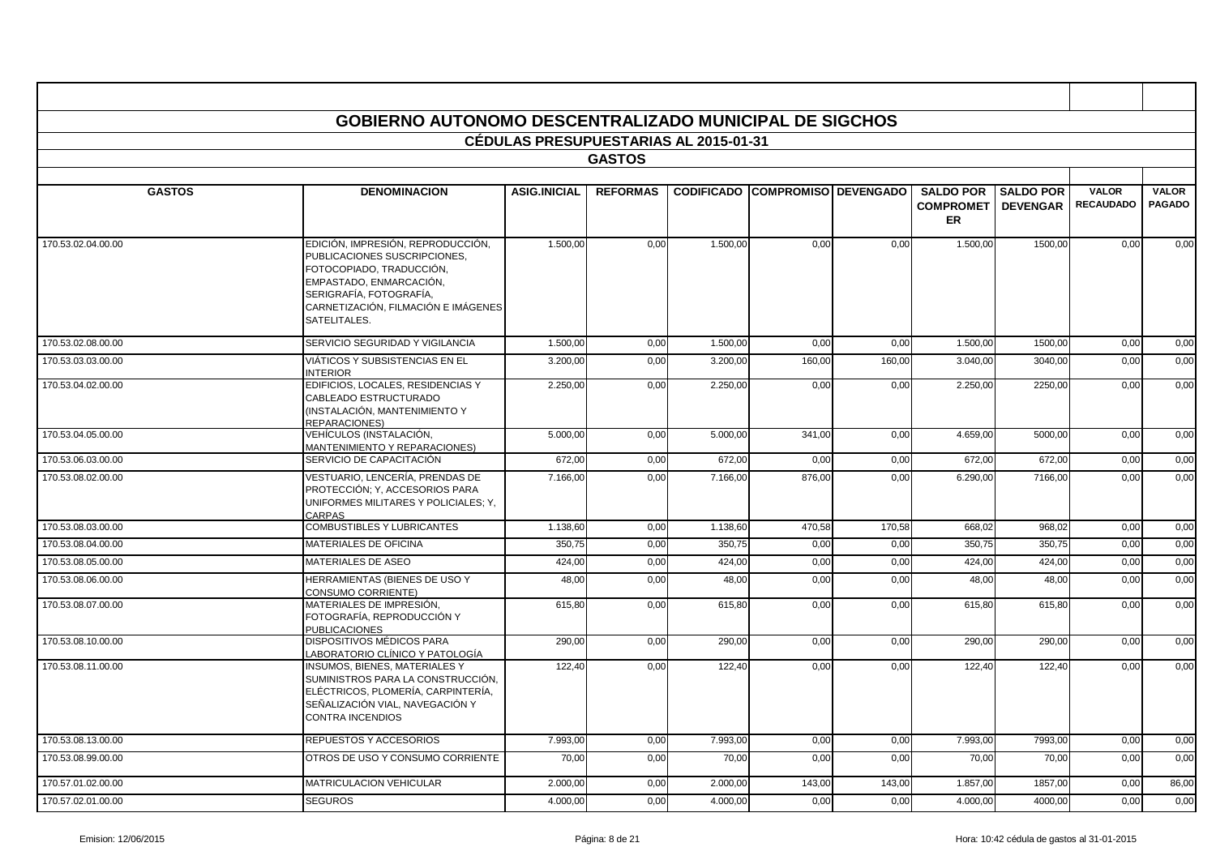## GOBIERNO AUTONOMO DESCENTRALIZADO MUNICIPAL DE SIGCHOS

### CÉDULAS PRESUPUESTARIAS AL 2015-01-31

### GASTOS

| GASTOS | DENOMINACION | ASIG.INICIAL | REFORMAS | CODIFICADO | COMPROMISO | DEVENGADO | SALDO POR COMPROMETER | SALDO POR DEVENGAR | VALOR RECAUDADO | VALOR PAGADO |
|---|---|---|---|---|---|---|---|---|---|---|
| 170.53.02.04.00.00 | EDICIÓN, IMPRESIÓN, REPRODUCCIÓN, PUBLICACIONES SUSCRIPCIONES, FOTOCOPIADO, TRADUCCIÓN, EMPASTADO, ENMARCACIÓN, SERIGRAFÍA, FOTOGRAFÍA, CARNETIZACIÓN, FILMACIÓN E IMÁGENES SATELITALES. | 1.500,00 | 0,00 | 1.500,00 | 0,00 | 0,00 | 1.500,00 | 1500,00 | 0,00 | 0,00 |
| 170.53.02.08.00.00 | SERVICIO SEGURIDAD Y VIGILANCIA | 1.500,00 | 0,00 | 1.500,00 | 0,00 | 0,00 | 1.500,00 | 1500,00 | 0,00 | 0,00 |
| 170.53.03.03.00.00 | VIÁTICOS Y SUBSISTENCIAS EN EL INTERIOR | 3.200,00 | 0,00 | 3.200,00 | 160,00 | 160,00 | 3.040,00 | 3040,00 | 0,00 | 0,00 |
| 170.53.04.02.00.00 | EDIFICIOS, LOCALES, RESIDENCIAS Y CABLEADO ESTRUCTURADO (INSTALACIÓN, MANTENIMIENTO Y REPARACIONES) | 2.250,00 | 0,00 | 2.250,00 | 0,00 | 0,00 | 2.250,00 | 2250,00 | 0,00 | 0,00 |
| 170.53.04.05.00.00 | VEHÍCULOS (INSTALACIÓN, MANTENIMIENTO Y REPARACIONES) | 5.000,00 | 0,00 | 5.000,00 | 341,00 | 0,00 | 4.659,00 | 5000,00 | 0,00 | 0,00 |
| 170.53.06.03.00.00 | SERVICIO DE CAPACITACIÓN | 672,00 | 0,00 | 672,00 | 0,00 | 0,00 | 672,00 | 672,00 | 0,00 | 0,00 |
| 170.53.08.02.00.00 | VESTUARIO, LENCERÍA, PRENDAS DE PROTECCIÓN; Y, ACCESORIOS PARA UNIFORMES MILITARES Y POLICIALES; Y, CARPAS | 7.166,00 | 0,00 | 7.166,00 | 876,00 | 0,00 | 6.290,00 | 7166,00 | 0,00 | 0,00 |
| 170.53.08.03.00.00 | COMBUSTIBLES Y LUBRICANTES | 1.138,60 | 0,00 | 1.138,60 | 470,58 | 170,58 | 668,02 | 968,02 | 0,00 | 0,00 |
| 170.53.08.04.00.00 | MATERIALES DE OFICINA | 350,75 | 0,00 | 350,75 | 0,00 | 0,00 | 350,75 | 350,75 | 0,00 | 0,00 |
| 170.53.08.05.00.00 | MATERIALES DE ASEO | 424,00 | 0,00 | 424,00 | 0,00 | 0,00 | 424,00 | 424,00 | 0,00 | 0,00 |
| 170.53.08.06.00.00 | HERRAMIENTAS (BIENES DE USO Y CONSUMO CORRIENTE) | 48,00 | 0,00 | 48,00 | 0,00 | 0,00 | 48,00 | 48,00 | 0,00 | 0,00 |
| 170.53.08.07.00.00 | MATERIALES DE IMPRESIÓN, FOTOGRAFÍA, REPRODUCCIÓN Y PUBLICACIONES | 615,80 | 0,00 | 615,80 | 0,00 | 0,00 | 615,80 | 615,80 | 0,00 | 0,00 |
| 170.53.08.10.00.00 | DISPOSITIVOS MÉDICOS PARA LABORATORIO CLÍNICO Y PATOLOGÍA | 290,00 | 0,00 | 290,00 | 0,00 | 0,00 | 290,00 | 290,00 | 0,00 | 0,00 |
| 170.53.08.11.00.00 | INSUMOS, BIENES, MATERIALES Y SUMINISTROS PARA LA CONSTRUCCIÓN, ELÉCTRICOS, PLOMERÍA, CARPINTERÍA, SEÑALIZACIÓN VIAL, NAVEGACIÓN Y CONTRA INCENDIOS | 122,40 | 0,00 | 122,40 | 0,00 | 0,00 | 122,40 | 122,40 | 0,00 | 0,00 |
| 170.53.08.13.00.00 | REPUESTOS Y ACCESORIOS | 7.993,00 | 0,00 | 7.993,00 | 0,00 | 0,00 | 7.993,00 | 7993,00 | 0,00 | 0,00 |
| 170.53.08.99.00.00 | OTROS DE USO Y CONSUMO CORRIENTE | 70,00 | 0,00 | 70,00 | 0,00 | 0,00 | 70,00 | 70,00 | 0,00 | 0,00 |
| 170.57.01.02.00.00 | MATRICULACION VEHICULAR | 2.000,00 | 0,00 | 2.000,00 | 143,00 | 143,00 | 1.857,00 | 1857,00 | 0,00 | 86,00 |
| 170.57.02.01.00.00 | SEGUROS | 4.000,00 | 0,00 | 4.000,00 | 0,00 | 0,00 | 4.000,00 | 4000,00 | 0,00 | 0,00 |

Emision: 12/06/2015 Hora: 10:42 cédula de gastos al 31-01-2015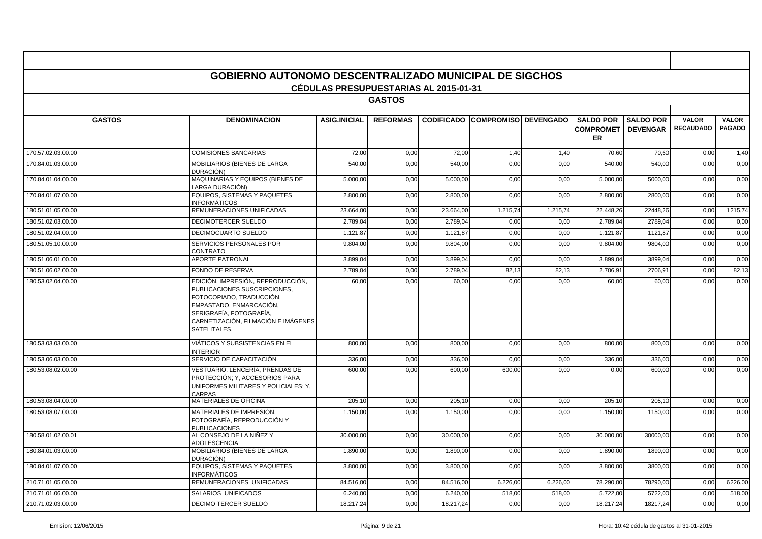# GOBIERNO AUTONOMO DESCENTRALIZADO MUNICIPAL DE SIGCHOS

## CÉDULAS PRESUPUESTARIAS AL 2015-01-31

### GASTOS

| GASTOS | DENOMINACION | ASIG.INICIAL | REFORMAS | CODIFICADO | COMPROMISO | DEVENGADO | SALDO POR COMPROMETER | SALDO POR DEVENGAR | VALOR RECAUDADO | VALOR PAGADO |
|---|---|---|---|---|---|---|---|---|---|---|
| 170.57.02.03.00.00 | COMISIONES BANCARIAS | 72,00 | 0,00 | 72,00 | 1,40 | 1,40 | 70,60 | 70,60 | 0,00 | 1,40 |
| 170.84.01.03.00.00 | MOBILIARIOS (BIENES DE LARGA DURACIÓN) | 540,00 | 0,00 | 540,00 | 0,00 | 0,00 | 540,00 | 540,00 | 0,00 | 0,00 |
| 170.84.01.04.00.00 | MAQUINARIAS Y EQUIPOS (BIENES DE LARGA DURACIÓN) | 5.000,00 | 0,00 | 5.000,00 | 0,00 | 0,00 | 5.000,00 | 5000,00 | 0,00 | 0,00 |
| 170.84.01.07.00.00 | EQUIPOS, SISTEMAS Y PAQUETES INFORMÁTICOS | 2.800,00 | 0,00 | 2.800,00 | 0,00 | 0,00 | 2.800,00 | 2800,00 | 0,00 | 0,00 |
| 180.51.01.05.00.00 | REMUNERACIONES UNIFICADAS | 23.664,00 | 0,00 | 23.664,00 | 1.215,74 | 1.215,74 | 22.448,26 | 22448,26 | 0,00 | 1215,74 |
| 180.51.02.03.00.00 | DECIMOTERCER SUELDO | 2.789,04 | 0,00 | 2.789,04 | 0,00 | 0,00 | 2.789,04 | 2789,04 | 0,00 | 0,00 |
| 180.51.02.04.00.00 | DECIMOCUARTO SUELDO | 1.121,87 | 0,00 | 1.121,87 | 0,00 | 0,00 | 1.121,87 | 1121,87 | 0,00 | 0,00 |
| 180.51.05.10.00.00 | SERVICIOS PERSONALES POR CONTRATO | 9.804,00 | 0,00 | 9.804,00 | 0,00 | 0,00 | 9.804,00 | 9804,00 | 0,00 | 0,00 |
| 180.51.06.01.00.00 | APORTE PATRONAL | 3.899,04 | 0,00 | 3.899,04 | 0,00 | 0,00 | 3.899,04 | 3899,04 | 0,00 | 0,00 |
| 180.51.06.02.00.00 | FONDO DE RESERVA | 2.789,04 | 0,00 | 2.789,04 | 82,13 | 82,13 | 2.706,91 | 2706,91 | 0,00 | 82,13 |
| 180.53.02.04.00.00 | EDICIÓN, IMPRESIÓN, REPRODUCCIÓN, PUBLICACIONES SUSCRIPCIONES, FOTOCOPIADO, TRADUCCIÓN, EMPASTADO, ENMARCACIÓN, SERIGRAFÍA, FOTOGRAFÍA, CARNETIZACIÓN, FILMACIÓN E IMÁGENES SATELITALES. | 60,00 | 0,00 | 60,00 | 0,00 | 0,00 | 60,00 | 60,00 | 0,00 | 0,00 |
| 180.53.03.03.00.00 | VIÁTICOS Y SUBSISTENCIAS EN EL INTERIOR | 800,00 | 0,00 | 800,00 | 0,00 | 0,00 | 800,00 | 800,00 | 0,00 | 0,00 |
| 180.53.06.03.00.00 | SERVICIO DE CAPACITACIÓN | 336,00 | 0,00 | 336,00 | 0,00 | 0,00 | 336,00 | 336,00 | 0,00 | 0,00 |
| 180.53.08.02.00.00 | VESTUARIO, LENCERÍA, PRENDAS DE PROTECCIÓN; Y, ACCESORIOS PARA UNIFORMES MILITARES Y POLICIALES; Y, CARPAS | 600,00 | 0,00 | 600,00 | 600,00 | 0,00 | 0,00 | 600,00 | 0,00 | 0,00 |
| 180.53.08.04.00.00 | MATERIALES DE OFICINA | 205,10 | 0,00 | 205,10 | 0,00 | 0,00 | 205,10 | 205,10 | 0,00 | 0,00 |
| 180.53.08.07.00.00 | MATERIALES DE IMPRESIÓN, FOTOGRAFÍA, REPRODUCCIÓN Y PUBLICACIONES | 1.150,00 | 0,00 | 1.150,00 | 0,00 | 0,00 | 1.150,00 | 1150,00 | 0,00 | 0,00 |
| 180.58.01.02.00.01 | AL CONSEJO DE LA NIÑEZ Y ADOLESCENCIA | 30.000,00 | 0,00 | 30.000,00 | 0,00 | 0,00 | 30.000,00 | 30000,00 | 0,00 | 0,00 |
| 180.84.01.03.00.00 | MOBILIARIOS (BIENES DE LARGA DURACIÓN) | 1.890,00 | 0,00 | 1.890,00 | 0,00 | 0,00 | 1.890,00 | 1890,00 | 0,00 | 0,00 |
| 180.84.01.07.00.00 | EQUIPOS, SISTEMAS Y PAQUETES INFORMÁTICOS | 3.800,00 | 0,00 | 3.800,00 | 0,00 | 0,00 | 3.800,00 | 3800,00 | 0,00 | 0,00 |
| 210.71.01.05.00.00 | REMUNERACIONES UNIFICADAS | 84.516,00 | 0,00 | 84.516,00 | 6.226,00 | 6.226,00 | 78.290,00 | 78290,00 | 0,00 | 6226,00 |
| 210.71.01.06.00.00 | SALARIOS UNIFICADOS | 6.240,00 | 0,00 | 6.240,00 | 518,00 | 518,00 | 5.722,00 | 5722,00 | 0,00 | 518,00 |
| 210.71.02.03.00.00 | DECIMO TERCER SUELDO | 18.217,24 | 0,00 | 18.217,24 | 0,00 | 0,00 | 18.217,24 | 18217,24 | 0,00 | 0,00 |

Emision: 12/06/2015 | Hora: 10:42 cédula de gastos al 31-01-2015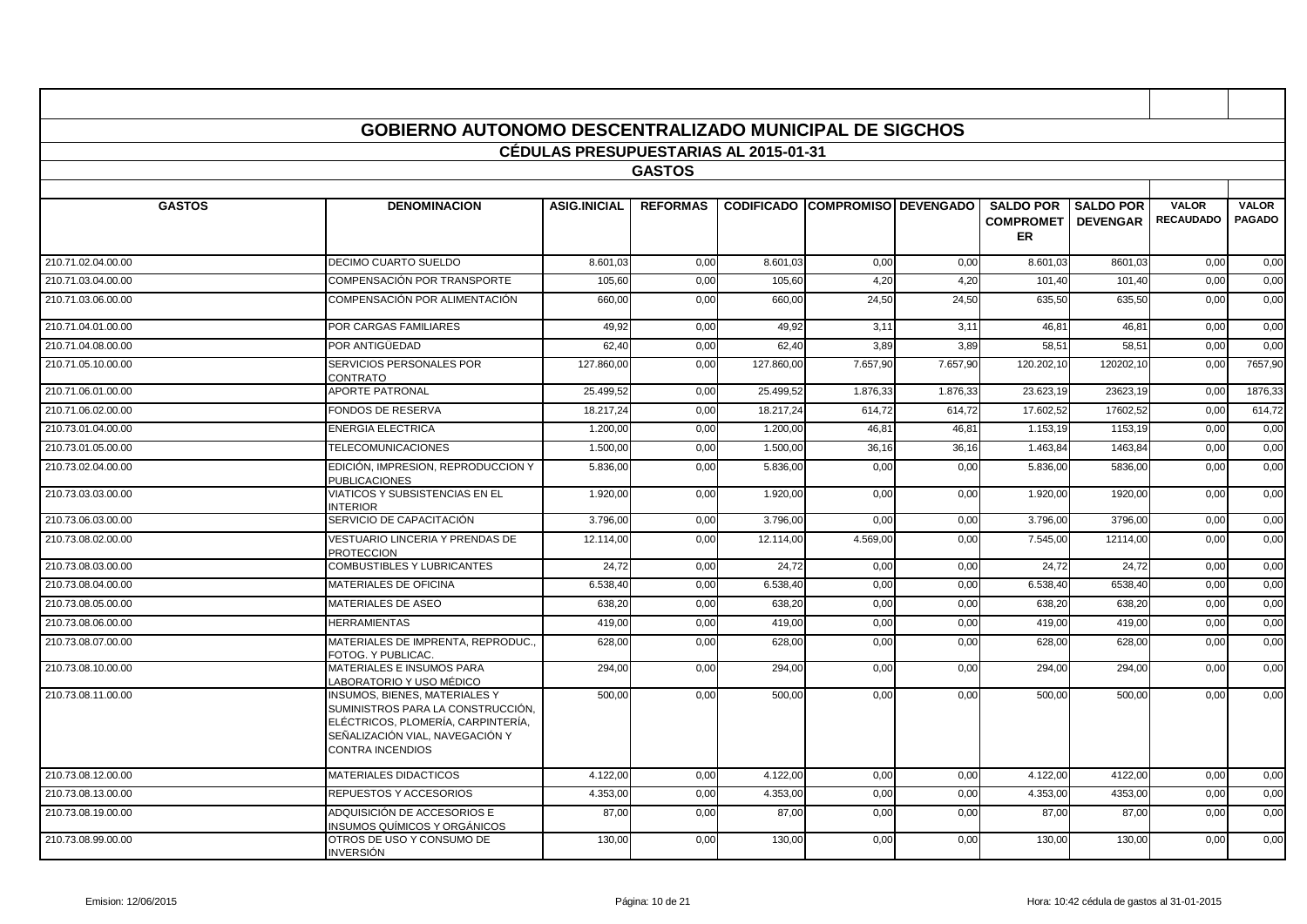# GOBIERNO AUTONOMO DESCENTRALIZADO MUNICIPAL DE SIGCHOS

## CÉDULAS PRESUPUESTARIAS AL 2015-01-31

### GASTOS

| GASTOS | DENOMINACION | ASIG.INICIAL | REFORMAS | CODIFICADO | COMPROMISO | DEVENGADO | SALDO POR COMPROMETER | SALDO POR DEVENGAR | VALOR RECAUDADO | VALOR PAGADO |
|---|---|---|---|---|---|---|---|---|---|---|
| 210.71.02.04.00.00 | DECIMO CUARTO SUELDO | 8.601,03 | 0,00 | 8.601,03 | 0,00 | 0,00 | 8.601,03 | 8601,03 | 0,00 | 0,00 |
| 210.71.03.04.00.00 | COMPENSACIÓN POR TRANSPORTE | 105,60 | 0,00 | 105,60 | 4,20 | 4,20 | 101,40 | 101,40 | 0,00 | 0,00 |
| 210.71.03.06.00.00 | COMPENSACIÓN POR ALIMENTACIÓN | 660,00 | 0,00 | 660,00 | 24,50 | 24,50 | 635,50 | 635,50 | 0,00 | 0,00 |
| 210.71.04.01.00.00 | POR CARGAS FAMILIARES | 49,92 | 0,00 | 49,92 | 3,11 | 3,11 | 46,81 | 46,81 | 0,00 | 0,00 |
| 210.71.04.08.00.00 | POR ANTIGÜEDAD | 62,40 | 0,00 | 62,40 | 3,89 | 3,89 | 58,51 | 58,51 | 0,00 | 0,00 |
| 210.71.05.10.00.00 | SERVICIOS PERSONALES POR CONTRATO | 127.860,00 | 0,00 | 127.860,00 | 7.657,90 | 7.657,90 | 120.202,10 | 120202,10 | 0,00 | 7657,90 |
| 210.71.06.01.00.00 | APORTE PATRONAL | 25.499,52 | 0,00 | 25.499,52 | 1.876,33 | 1.876,33 | 23.623,19 | 23623,19 | 0,00 | 1876,33 |
| 210.71.06.02.00.00 | FONDOS DE RESERVA | 18.217,24 | 0,00 | 18.217,24 | 614,72 | 614,72 | 17.602,52 | 17602,52 | 0,00 | 614,72 |
| 210.73.01.04.00.00 | ENERGIA ELECTRICA | 1.200,00 | 0,00 | 1.200,00 | 46,81 | 46,81 | 1.153,19 | 1153,19 | 0,00 | 0,00 |
| 210.73.01.05.00.00 | TELECOMUNICACIONES | 1.500,00 | 0,00 | 1.500,00 | 36,16 | 36,16 | 1.463,84 | 1463,84 | 0,00 | 0,00 |
| 210.73.02.04.00.00 | EDICIÓN, IMPRESION, REPRODUCCION Y PUBLICACIONES | 5.836,00 | 0,00 | 5.836,00 | 0,00 | 0,00 | 5.836,00 | 5836,00 | 0,00 | 0,00 |
| 210.73.03.03.00.00 | VIATICOS Y SUBSISTENCIAS EN EL INTERIOR | 1.920,00 | 0,00 | 1.920,00 | 0,00 | 0,00 | 1.920,00 | 1920,00 | 0,00 | 0,00 |
| 210.73.06.03.00.00 | SERVICIO DE CAPACITACIÓN | 3.796,00 | 0,00 | 3.796,00 | 0,00 | 0,00 | 3.796,00 | 3796,00 | 0,00 | 0,00 |
| 210.73.08.02.00.00 | VESTUARIO LINCERIA Y PRENDAS DE PROTECCION | 12.114,00 | 0,00 | 12.114,00 | 4.569,00 | 0,00 | 7.545,00 | 12114,00 | 0,00 | 0,00 |
| 210.73.08.03.00.00 | COMBUSTIBLES Y LUBRICANTES | 24,72 | 0,00 | 24,72 | 0,00 | 0,00 | 24,72 | 24,72 | 0,00 | 0,00 |
| 210.73.08.04.00.00 | MATERIALES DE OFICINA | 6.538,40 | 0,00 | 6.538,40 | 0,00 | 0,00 | 6.538,40 | 6538,40 | 0,00 | 0,00 |
| 210.73.08.05.00.00 | MATERIALES DE ASEO | 638,20 | 0,00 | 638,20 | 0,00 | 0,00 | 638,20 | 638,20 | 0,00 | 0,00 |
| 210.73.08.06.00.00 | HERRAMIENTAS | 419,00 | 0,00 | 419,00 | 0,00 | 0,00 | 419,00 | 419,00 | 0,00 | 0,00 |
| 210.73.08.07.00.00 | MATERIALES DE IMPRENTA, REPRODUC., FOTOG. Y PUBLICAC. | 628,00 | 0,00 | 628,00 | 0,00 | 0,00 | 628,00 | 628,00 | 0,00 | 0,00 |
| 210.73.08.10.00.00 | MATERIALES E INSUMOS PARA LABORATORIO Y USO MÉDICO | 294,00 | 0,00 | 294,00 | 0,00 | 0,00 | 294,00 | 294,00 | 0,00 | 0,00 |
| 210.73.08.11.00.00 | INSUMOS, BIENES, MATERIALES Y SUMINISTROS PARA LA CONSTRUCCIÓN, ELÉCTRICOS, PLOMERÍA, CARPINTERÍA, SEÑALIZACIÓN VIAL, NAVEGACIÓN Y CONTRA INCENDIOS | 500,00 | 0,00 | 500,00 | 0,00 | 0,00 | 500,00 | 500,00 | 0,00 | 0,00 |
| 210.73.08.12.00.00 | MATERIALES DIDACTICOS | 4.122,00 | 0,00 | 4.122,00 | 0,00 | 0,00 | 4.122,00 | 4122,00 | 0,00 | 0,00 |
| 210.73.08.13.00.00 | REPUESTOS Y ACCESORIOS | 4.353,00 | 0,00 | 4.353,00 | 0,00 | 0,00 | 4.353,00 | 4353,00 | 0,00 | 0,00 |
| 210.73.08.19.00.00 | ADQUISICIÓN DE ACCESORIOS E INSUMOS QUÍMICOS Y ORGÁNICOS | 87,00 | 0,00 | 87,00 | 0,00 | 0,00 | 87,00 | 87,00 | 0,00 | 0,00 |
| 210.73.08.99.00.00 | OTROS DE USO Y CONSUMO DE INVERSIÓN | 130,00 | 0,00 | 130,00 | 0,00 | 0,00 | 130,00 | 130,00 | 0,00 | 0,00 |

Emision: 12/06/2015 — Hora: 10:42 cédula de gastos al 31-01-2015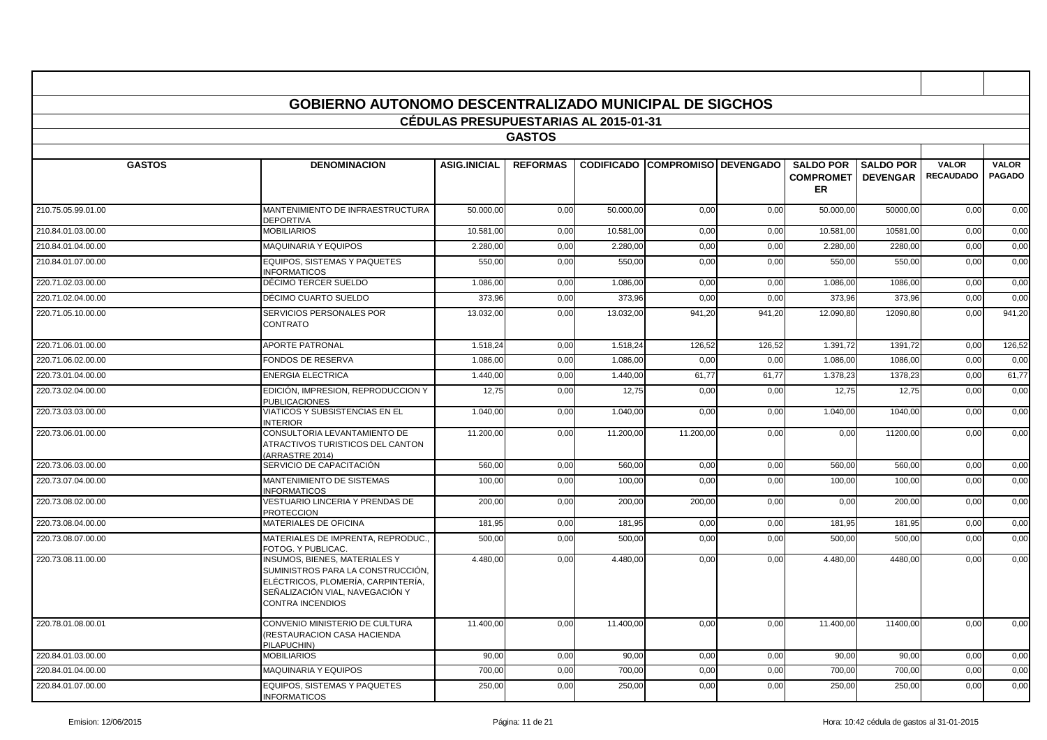# GOBIERNO AUTONOMO DESCENTRALIZADO MUNICIPAL DE SIGCHOS

## CÉDULAS PRESUPUESTARIAS AL 2015-01-31

### GASTOS

| GASTOS | DENOMINACION | ASIG.INICIAL | REFORMAS | CODIFICADO | COMPROMISO | DEVENGADO | SALDO POR COMPROMETER | SALDO POR DEVENGAR | VALOR RECAUDADO | VALOR PAGADO |
|---|---|---|---|---|---|---|---|---|---|---|
| 210.75.05.99.01.00 | MANTENIMIENTO DE INFRAESTRUCTURA DEPORTIVA | 50.000,00 | 0,00 | 50.000,00 | 0,00 | 0,00 | 50.000,00 | 50000,00 | 0,00 | 0,00 |
| 210.84.01.03.00.00 | MOBILIARIOS | 10.581,00 | 0,00 | 10.581,00 | 0,00 | 0,00 | 10.581,00 | 10581,00 | 0,00 | 0,00 |
| 210.84.01.04.00.00 | MAQUINARIA Y EQUIPOS | 2.280,00 | 0,00 | 2.280,00 | 0,00 | 0,00 | 2.280,00 | 2280,00 | 0,00 | 0,00 |
| 210.84.01.07.00.00 | EQUIPOS, SISTEMAS Y PAQUETES INFORMATICOS | 550,00 | 0,00 | 550,00 | 0,00 | 0,00 | 550,00 | 550,00 | 0,00 | 0,00 |
| 220.71.02.03.00.00 | DÉCIMO TERCER SUELDO | 1.086,00 | 0,00 | 1.086,00 | 0,00 | 0,00 | 1.086,00 | 1086,00 | 0,00 | 0,00 |
| 220.71.02.04.00.00 | DÉCIMO CUARTO SUELDO | 373,96 | 0,00 | 373,96 | 0,00 | 0,00 | 373,96 | 373,96 | 0,00 | 0,00 |
| 220.71.05.10.00.00 | SERVICIOS PERSONALES POR CONTRATO | 13.032,00 | 0,00 | 13.032,00 | 941,20 | 941,20 | 12.090,80 | 12090,80 | 0,00 | 941,20 |
| 220.71.06.01.00.00 | APORTE PATRONAL | 1.518,24 | 0,00 | 1.518,24 | 126,52 | 126,52 | 1.391,72 | 1391,72 | 0,00 | 126,52 |
| 220.71.06.02.00.00 | FONDOS DE RESERVA | 1.086,00 | 0,00 | 1.086,00 | 0,00 | 0,00 | 1.086,00 | 1086,00 | 0,00 | 0,00 |
| 220.73.01.04.00.00 | ENERGIA ELECTRICA | 1.440,00 | 0,00 | 1.440,00 | 61,77 | 61,77 | 1.378,23 | 1378,23 | 0,00 | 61,77 |
| 220.73.02.04.00.00 | EDICIÓN, IMPRESION, REPRODUCCION Y PUBLICACIONES | 12,75 | 0,00 | 12,75 | 0,00 | 0,00 | 12,75 | 12,75 | 0,00 | 0,00 |
| 220.73.03.03.00.00 | VIATICOS Y SUBSISTENCIAS EN EL INTERIOR | 1.040,00 | 0,00 | 1.040,00 | 0,00 | 0,00 | 1.040,00 | 1040,00 | 0,00 | 0,00 |
| 220.73.06.01.00.00 | CONSULTORIA LEVANTAMIENTO DE ATRACTIVOS TURISTICOS DEL CANTON (ARRASTRE 2014) | 11.200,00 | 0,00 | 11.200,00 | 11.200,00 | 0,00 | 0,00 | 11200,00 | 0,00 | 0,00 |
| 220.73.06.03.00.00 | SERVICIO DE CAPACITACIÓN | 560,00 | 0,00 | 560,00 | 0,00 | 0,00 | 560,00 | 560,00 | 0,00 | 0,00 |
| 220.73.07.04.00.00 | MANTENIMIENTO DE SISTEMAS INFORMATICOS | 100,00 | 0,00 | 100,00 | 0,00 | 0,00 | 100,00 | 100,00 | 0,00 | 0,00 |
| 220.73.08.02.00.00 | VESTUARIO LINCERIA Y PRENDAS DE PROTECCION | 200,00 | 0,00 | 200,00 | 200,00 | 0,00 | 0,00 | 200,00 | 0,00 | 0,00 |
| 220.73.08.04.00.00 | MATERIALES DE OFICINA | 181,95 | 0,00 | 181,95 | 0,00 | 0,00 | 181,95 | 181,95 | 0,00 | 0,00 |
| 220.73.08.07.00.00 | MATERIALES DE IMPRENTA, REPRODUC., FOTOG. Y PUBLICAC. | 500,00 | 0,00 | 500,00 | 0,00 | 0,00 | 500,00 | 500,00 | 0,00 | 0,00 |
| 220.73.08.11.00.00 | INSUMOS, BIENES, MATERIALES Y SUMINISTROS PARA LA CONSTRUCCIÓN, ELÉCTRICOS, PLOMERÍA, CARPINTERÍA, SEÑALIZACIÓN VIAL, NAVEGACIÓN Y CONTRA INCENDIOS | 4.480,00 | 0,00 | 4.480,00 | 0,00 | 0,00 | 4.480,00 | 4480,00 | 0,00 | 0,00 |
| 220.78.01.08.00.01 | CONVENIO MINISTERIO DE CULTURA (RESTAURACION CASA HACIENDA PILAPUCHIN) | 11.400,00 | 0,00 | 11.400,00 | 0,00 | 0,00 | 11.400,00 | 11400,00 | 0,00 | 0,00 |
| 220.84.01.03.00.00 | MOBILIARIOS | 90,00 | 0,00 | 90,00 | 0,00 | 0,00 | 90,00 | 90,00 | 0,00 | 0,00 |
| 220.84.01.04.00.00 | MAQUINARIA Y EQUIPOS | 700,00 | 0,00 | 700,00 | 0,00 | 0,00 | 700,00 | 700,00 | 0,00 | 0,00 |
| 220.84.01.07.00.00 | EQUIPOS, SISTEMAS Y PAQUETES INFORMATICOS | 250,00 | 0,00 | 250,00 | 0,00 | 0,00 | 250,00 | 250,00 | 0,00 | 0,00 |

Emision: 12/06/2015 Hora: 10:42 cédula de gastos al 31-01-2015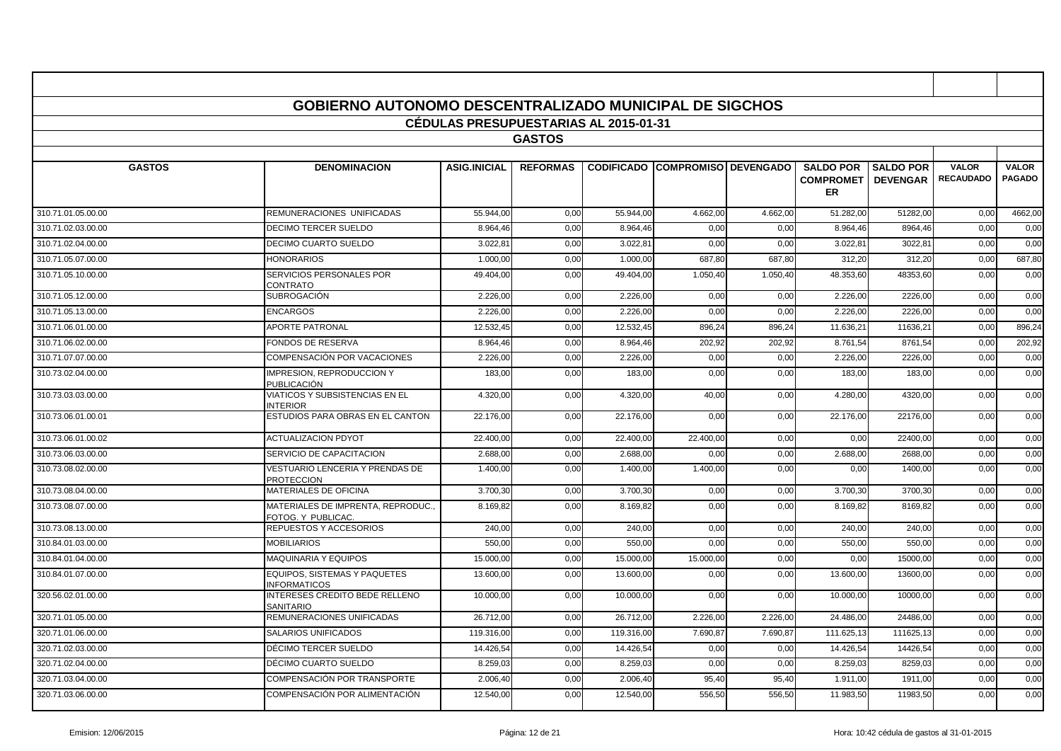# GOBIERNO AUTONOMO DESCENTRALIZADO MUNICIPAL DE SIGCHOS

## CÉDULAS PRESUPUESTARIAS AL 2015-01-31

### GASTOS

| GASTOS | DENOMINACION | ASIG.INICIAL | REFORMAS | CODIFICADO | COMPROMISO | DEVENGADO | SALDO POR COMPROMETER | SALDO POR DEVENGAR | VALOR RECAUDADO | VALOR PAGADO |
|---|---|---|---|---|---|---|---|---|---|---|
| 310.71.01.05.00.00 | REMUNERACIONES UNIFICADAS | 55.944,00 | 0,00 | 55.944,00 | 4.662,00 | 4.662,00 | 51.282,00 | 51282,00 | 0,00 | 4662,00 |
| 310.71.02.03.00.00 | DECIMO TERCER SUELDO | 8.964,46 | 0,00 | 8.964,46 | 0,00 | 0,00 | 8.964,46 | 8964,46 | 0,00 | 0,00 |
| 310.71.02.04.00.00 | DECIMO CUARTO SUELDO | 3.022,81 | 0,00 | 3.022,81 | 0,00 | 0,00 | 3.022,81 | 3022,81 | 0,00 | 0,00 |
| 310.71.05.07.00.00 | HONORARIOS | 1.000,00 | 0,00 | 1.000,00 | 687,80 | 687,80 | 312,20 | 312,20 | 0,00 | 687,80 |
| 310.71.05.10.00.00 | SERVICIOS PERSONALES POR CONTRATO | 49.404,00 | 0,00 | 49.404,00 | 1.050,40 | 1.050,40 | 48.353,60 | 48353,60 | 0,00 | 0,00 |
| 310.71.05.12.00.00 | SUBROGACIÓN | 2.226,00 | 0,00 | 2.226,00 | 0,00 | 0,00 | 2.226,00 | 2226,00 | 0,00 | 0,00 |
| 310.71.05.13.00.00 | ENCARGOS | 2.226,00 | 0,00 | 2.226,00 | 0,00 | 0,00 | 2.226,00 | 2226,00 | 0,00 | 0,00 |
| 310.71.06.01.00.00 | APORTE PATRONAL | 12.532,45 | 0,00 | 12.532,45 | 896,24 | 896,24 | 11.636,21 | 11636,21 | 0,00 | 896,24 |
| 310.71.06.02.00.00 | FONDOS DE RESERVA | 8.964,46 | 0,00 | 8.964,46 | 202,92 | 202,92 | 8.761,54 | 8761,54 | 0,00 | 202,92 |
| 310.71.07.07.00.00 | COMPENSACIÓN POR VACACIONES | 2.226,00 | 0,00 | 2.226,00 | 0,00 | 0,00 | 2.226,00 | 2226,00 | 0,00 | 0,00 |
| 310.73.02.04.00.00 | IMPRESION, REPRODUCCION Y PUBLICACIÓN | 183,00 | 0,00 | 183,00 | 0,00 | 0,00 | 183,00 | 183,00 | 0,00 | 0,00 |
| 310.73.03.03.00.00 | VIATICOS Y SUBSISTENCIAS EN EL INTERIOR | 4.320,00 | 0,00 | 4.320,00 | 40,00 | 0,00 | 4.280,00 | 4320,00 | 0,00 | 0,00 |
| 310.73.06.01.00.01 | ESTUDIOS PARA OBRAS EN EL CANTON | 22.176,00 | 0,00 | 22.176,00 | 0,00 | 0,00 | 22.176,00 | 22176,00 | 0,00 | 0,00 |
| 310.73.06.01.00.02 | ACTUALIZACION PDYOT | 22.400,00 | 0,00 | 22.400,00 | 22.400,00 | 0,00 | 0,00 | 22400,00 | 0,00 | 0,00 |
| 310.73.06.03.00.00 | SERVICIO DE CAPACITACION | 2.688,00 | 0,00 | 2.688,00 | 0,00 | 0,00 | 2.688,00 | 2688,00 | 0,00 | 0,00 |
| 310.73.08.02.00.00 | VESTUARIO LENCERIA Y PRENDAS DE PROTECCION | 1.400,00 | 0,00 | 1.400,00 | 1.400,00 | 0,00 | 0,00 | 1400,00 | 0,00 | 0,00 |
| 310.73.08.04.00.00 | MATERIALES DE OFICINA | 3.700,30 | 0,00 | 3.700,30 | 0,00 | 0,00 | 3.700,30 | 3700,30 | 0,00 | 0,00 |
| 310.73.08.07.00.00 | MATERIALES DE IMPRENTA, REPRODUC., FOTOG. Y PUBLICAC. | 8.169,82 | 0,00 | 8.169,82 | 0,00 | 0,00 | 8.169,82 | 8169,82 | 0,00 | 0,00 |
| 310.73.08.13.00.00 | REPUESTOS Y ACCESORIOS | 240,00 | 0,00 | 240,00 | 0,00 | 0,00 | 240,00 | 240,00 | 0,00 | 0,00 |
| 310.84.01.03.00.00 | MOBILIARIOS | 550,00 | 0,00 | 550,00 | 0,00 | 0,00 | 550,00 | 550,00 | 0,00 | 0,00 |
| 310.84.01.04.00.00 | MAQUINARIA Y EQUIPOS | 15.000,00 | 0,00 | 15.000,00 | 15.000,00 | 0,00 | 0,00 | 15000,00 | 0,00 | 0,00 |
| 310.84.01.07.00.00 | EQUIPOS, SISTEMAS Y PAQUETES INFORMATICOS | 13.600,00 | 0,00 | 13.600,00 | 0,00 | 0,00 | 13.600,00 | 13600,00 | 0,00 | 0,00 |
| 320.56.02.01.00.00 | INTERESES CREDITO BEDE RELLENO SANITARIO | 10.000,00 | 0,00 | 10.000,00 | 0,00 | 0,00 | 10.000,00 | 10000,00 | 0,00 | 0,00 |
| 320.71.01.05.00.00 | REMUNERACIONES UNIFICADAS | 26.712,00 | 0,00 | 26.712,00 | 2.226,00 | 2.226,00 | 24.486,00 | 24486,00 | 0,00 | 0,00 |
| 320.71.01.06.00.00 | SALARIOS UNIFICADOS | 119.316,00 | 0,00 | 119.316,00 | 7.690,87 | 7.690,87 | 111.625,13 | 111625,13 | 0,00 | 0,00 |
| 320.71.02.03.00.00 | DÉCIMO TERCER SUELDO | 14.426,54 | 0,00 | 14.426,54 | 0,00 | 0,00 | 14.426,54 | 14426,54 | 0,00 | 0,00 |
| 320.71.02.04.00.00 | DÉCIMO CUARTO SUELDO | 8.259,03 | 0,00 | 8.259,03 | 0,00 | 0,00 | 8.259,03 | 8259,03 | 0,00 | 0,00 |
| 320.71.03.04.00.00 | COMPENSACIÓN POR TRANSPORTE | 2.006,40 | 0,00 | 2.006,40 | 95,40 | 95,40 | 1.911,00 | 1911,00 | 0,00 | 0,00 |
| 320.71.03.06.00.00 | COMPENSACIÓN POR ALIMENTACIÓN | 12.540,00 | 0,00 | 12.540,00 | 556,50 | 556,50 | 11.983,50 | 11983,50 | 0,00 | 0,00 |

Emision: 12/06/2015 — Hora: 10:42 cédula de gastos al 31-01-2015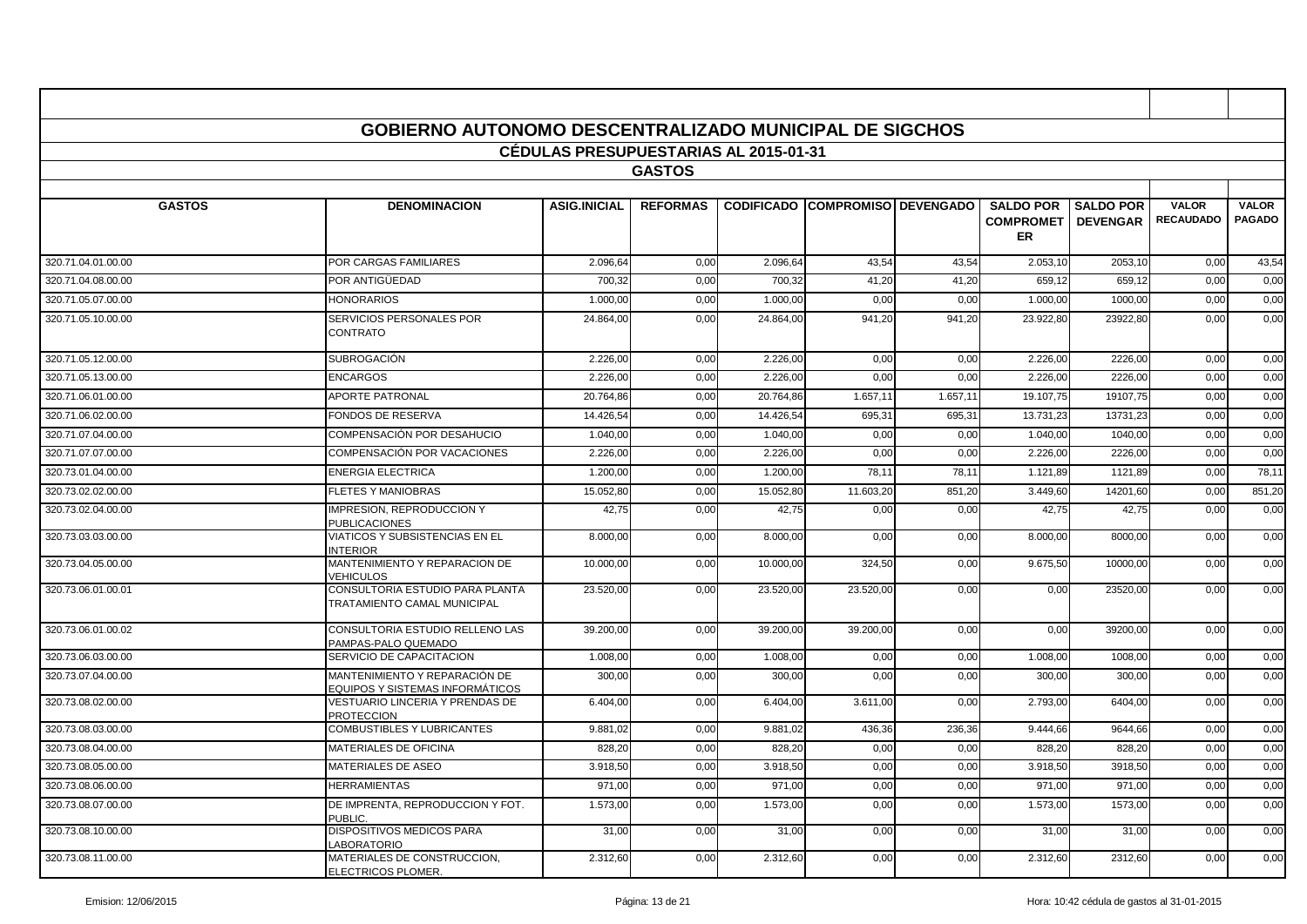# GOBIERNO AUTONOMO DESCENTRALIZADO MUNICIPAL DE SIGCHOS

## CÉDULAS PRESUPUESTARIAS AL 2015-01-31

### GASTOS

| GASTOS | DENOMINACION | ASIG.INICIAL | REFORMAS | CODIFICADO | COMPROMISO | DEVENGADO | SALDO POR COMPROMETER | SALDO POR DEVENGAR | VALOR RECAUDADO | VALOR PAGADO |
|---|---|---|---|---|---|---|---|---|---|---|
| 320.71.04.01.00.00 | POR CARGAS FAMILIARES | 2.096,64 | 0,00 | 2.096,64 | 43,54 | 43,54 | 2.053,10 | 2053,10 | 0,00 | 43,54 |
| 320.71.04.08.00.00 | POR ANTIGÜEDAD | 700,32 | 0,00 | 700,32 | 41,20 | 41,20 | 659,12 | 659,12 | 0,00 | 0,00 |
| 320.71.05.07.00.00 | HONORARIOS | 1.000,00 | 0,00 | 1.000,00 | 0,00 | 0,00 | 1.000,00 | 1000,00 | 0,00 | 0,00 |
| 320.71.05.10.00.00 | SERVICIOS PERSONALES POR CONTRATO | 24.864,00 | 0,00 | 24.864,00 | 941,20 | 941,20 | 23.922,80 | 23922,80 | 0,00 | 0,00 |
| 320.71.05.12.00.00 | SUBROGACIÓN | 2.226,00 | 0,00 | 2.226,00 | 0,00 | 0,00 | 2.226,00 | 2226,00 | 0,00 | 0,00 |
| 320.71.05.13.00.00 | ENCARGOS | 2.226,00 | 0,00 | 2.226,00 | 0,00 | 0,00 | 2.226,00 | 2226,00 | 0,00 | 0,00 |
| 320.71.06.01.00.00 | APORTE PATRONAL | 20.764,86 | 0,00 | 20.764,86 | 1.657,11 | 1.657,11 | 19.107,75 | 19107,75 | 0,00 | 0,00 |
| 320.71.06.02.00.00 | FONDOS DE RESERVA | 14.426,54 | 0,00 | 14.426,54 | 695,31 | 695,31 | 13.731,23 | 13731,23 | 0,00 | 0,00 |
| 320.71.07.04.00.00 | COMPENSACIÓN POR DESAHUCIO | 1.040,00 | 0,00 | 1.040,00 | 0,00 | 0,00 | 1.040,00 | 1040,00 | 0,00 | 0,00 |
| 320.71.07.07.00.00 | COMPENSACIÓN POR VACACIONES | 2.226,00 | 0,00 | 2.226,00 | 0,00 | 0,00 | 2.226,00 | 2226,00 | 0,00 | 0,00 |
| 320.73.01.04.00.00 | ENERGIA ELECTRICA | 1.200,00 | 0,00 | 1.200,00 | 78,11 | 78,11 | 1.121,89 | 1121,89 | 0,00 | 78,11 |
| 320.73.02.02.00.00 | FLETES Y MANIOBRAS | 15.052,80 | 0,00 | 15.052,80 | 11.603,20 | 851,20 | 3.449,60 | 14201,60 | 0,00 | 851,20 |
| 320.73.02.04.00.00 | IMPRESION, REPRODUCCION Y PUBLICACIONES | 42,75 | 0,00 | 42,75 | 0,00 | 0,00 | 42,75 | 42,75 | 0,00 | 0,00 |
| 320.73.03.03.00.00 | VIATICOS Y SUBSISTENCIAS EN EL INTERIOR | 8.000,00 | 0,00 | 8.000,00 | 0,00 | 0,00 | 8.000,00 | 8000,00 | 0,00 | 0,00 |
| 320.73.04.05.00.00 | MANTENIMIENTO Y REPARACION DE VEHICULOS | 10.000,00 | 0,00 | 10.000,00 | 324,50 | 0,00 | 9.675,50 | 10000,00 | 0,00 | 0,00 |
| 320.73.06.01.00.01 | CONSULTORIA ESTUDIO PARA PLANTA TRATAMIENTO CAMAL MUNICIPAL | 23.520,00 | 0,00 | 23.520,00 | 23.520,00 | 0,00 | 0,00 | 23520,00 | 0,00 | 0,00 |
| 320.73.06.01.00.02 | CONSULTORIA ESTUDIO RELLENO LAS PAMPAS-PALO QUEMADO | 39.200,00 | 0,00 | 39.200,00 | 39.200,00 | 0,00 | 0,00 | 39200,00 | 0,00 | 0,00 |
| 320.73.06.03.00.00 | SERVICIO DE CAPACITACION | 1.008,00 | 0,00 | 1.008,00 | 0,00 | 0,00 | 1.008,00 | 1008,00 | 0,00 | 0,00 |
| 320.73.07.04.00.00 | MANTENIMIENTO Y REPARACIÓN DE EQUIPOS Y SISTEMAS INFORMÁTICOS | 300,00 | 0,00 | 300,00 | 0,00 | 0,00 | 300,00 | 300,00 | 0,00 | 0,00 |
| 320.73.08.02.00.00 | VESTUARIO LINCERIA Y PRENDAS DE PROTECCION | 6.404,00 | 0,00 | 6.404,00 | 3.611,00 | 0,00 | 2.793,00 | 6404,00 | 0,00 | 0,00 |
| 320.73.08.03.00.00 | COMBUSTIBLES Y LUBRICANTES | 9.881,02 | 0,00 | 9.881,02 | 436,36 | 236,36 | 9.444,66 | 9644,66 | 0,00 | 0,00 |
| 320.73.08.04.00.00 | MATERIALES DE OFICINA | 828,20 | 0,00 | 828,20 | 0,00 | 0,00 | 828,20 | 828,20 | 0,00 | 0,00 |
| 320.73.08.05.00.00 | MATERIALES DE ASEO | 3.918,50 | 0,00 | 3.918,50 | 0,00 | 0,00 | 3.918,50 | 3918,50 | 0,00 | 0,00 |
| 320.73.08.06.00.00 | HERRAMIENTAS | 971,00 | 0,00 | 971,00 | 0,00 | 0,00 | 971,00 | 971,00 | 0,00 | 0,00 |
| 320.73.08.07.00.00 | DE IMPRENTA, REPRODUCCION Y FOT. PUBLIC. | 1.573,00 | 0,00 | 1.573,00 | 0,00 | 0,00 | 1.573,00 | 1573,00 | 0,00 | 0,00 |
| 320.73.08.10.00.00 | DISPOSITIVOS MEDICOS PARA LABORATORIO | 31,00 | 0,00 | 31,00 | 0,00 | 0,00 | 31,00 | 31,00 | 0,00 | 0,00 |
| 320.73.08.11.00.00 | MATERIALES DE CONSTRUCCION, ELECTRICOS PLOMER. | 2.312,60 | 0,00 | 2.312,60 | 0,00 | 0,00 | 2.312,60 | 2312,60 | 0,00 | 0,00 |

Emision: 12/06/2015 Hora: 10:42 cédula de gastos al 31-01-2015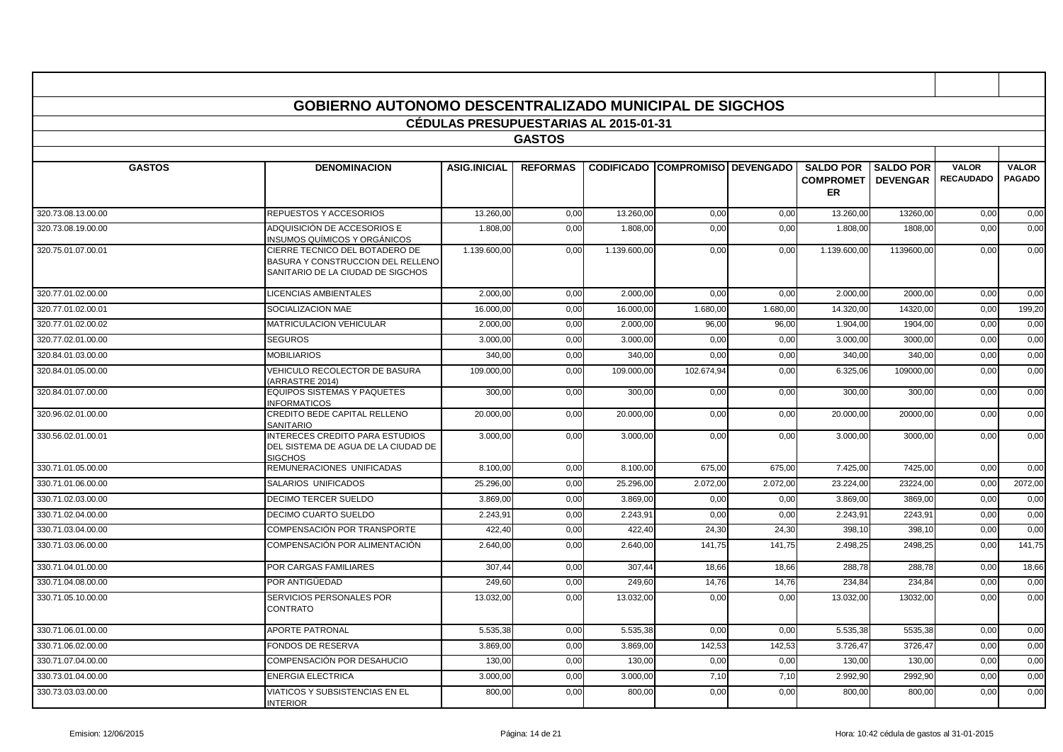# GOBIERNO AUTONOMO DESCENTRALIZADO MUNICIPAL DE SIGCHOS

## CÉDULAS PRESUPUESTARIAS AL 2015-01-31

### GASTOS

| GASTOS | DENOMINACION | ASIG.INICIAL | REFORMAS | CODIFICADO | COMPROMISO | DEVENGADO | SALDO POR COMPROMETER | SALDO POR DEVENGAR | VALOR RECAUDADO | VALOR PAGADO |
|---|---|---|---|---|---|---|---|---|---|---|
| 320.73.08.13.00.00 | REPUESTOS Y ACCESORIOS | 13.260,00 | 0,00 | 13.260,00 | 0,00 | 0,00 | 13.260,00 | 13260,00 | 0,00 | 0,00 |
| 320.73.08.19.00.00 | ADQUISICIÓN DE ACCESORIOS E INSUMOS QUÍMICOS Y ORGÁNICOS | 1.808,00 | 0,00 | 1.808,00 | 0,00 | 0,00 | 1.808,00 | 1808,00 | 0,00 | 0,00 |
| 320.75.01.07.00.01 | CIERRE TECNICO DEL BOTADERO DE BASURA Y CONSTRUCCION DEL RELLENO SANITARIO DE LA CIUDAD DE SIGCHOS | 1.139.600,00 | 0,00 | 1.139.600,00 | 0,00 | 0,00 | 1.139.600,00 | 1139600,00 | 0,00 | 0,00 |
| 320.77.01.02.00.00 | LICENCIAS AMBIENTALES | 2.000,00 | 0,00 | 2.000,00 | 0,00 | 0,00 | 2.000,00 | 2000,00 | 0,00 | 0,00 |
| 320.77.01.02.00.01 | SOCIALIZACION MAE | 16.000,00 | 0,00 | 16.000,00 | 1.680,00 | 1.680,00 | 14.320,00 | 14320,00 | 0,00 | 199,20 |
| 320.77.01.02.00.02 | MATRICULACION VEHICULAR | 2.000,00 | 0,00 | 2.000,00 | 96,00 | 96,00 | 1.904,00 | 1904,00 | 0,00 | 0,00 |
| 320.77.02.01.00.00 | SEGUROS | 3.000,00 | 0,00 | 3.000,00 | 0,00 | 0,00 | 3.000,00 | 3000,00 | 0,00 | 0,00 |
| 320.84.01.03.00.00 | MOBILIARIOS | 340,00 | 0,00 | 340,00 | 0,00 | 0,00 | 340,00 | 340,00 | 0,00 | 0,00 |
| 320.84.01.05.00.00 | VEHICULO RECOLECTOR DE BASURA (ARRASTRE 2014) | 109.000,00 | 0,00 | 109.000,00 | 102.674,94 | 0,00 | 6.325,06 | 109000,00 | 0,00 | 0,00 |
| 320.84.01.07.00.00 | EQUIPOS SISTEMAS Y PAQUETES INFORMATICOS | 300,00 | 0,00 | 300,00 | 0,00 | 0,00 | 300,00 | 300,00 | 0,00 | 0,00 |
| 320.96.02.01.00.00 | CREDITO BEDE CAPITAL RELLENO SANITARIO | 20.000,00 | 0,00 | 20.000,00 | 0,00 | 0,00 | 20.000,00 | 20000,00 | 0,00 | 0,00 |
| 330.56.02.01.00.01 | INTERECES CREDITO PARA ESTUDIOS DEL SISTEMA DE AGUA DE LA CIUDAD DE SIGCHOS | 3.000,00 | 0,00 | 3.000,00 | 0,00 | 0,00 | 3.000,00 | 3000,00 | 0,00 | 0,00 |
| 330.71.01.05.00.00 | REMUNERACIONES UNIFICADAS | 8.100,00 | 0,00 | 8.100,00 | 675,00 | 675,00 | 7.425,00 | 7425,00 | 0,00 | 0,00 |
| 330.71.01.06.00.00 | SALARIOS UNIFICADOS | 25.296,00 | 0,00 | 25.296,00 | 2.072,00 | 2.072,00 | 23.224,00 | 23224,00 | 0,00 | 2072,00 |
| 330.71.02.03.00.00 | DECIMO TERCER SUELDO | 3.869,00 | 0,00 | 3.869,00 | 0,00 | 0,00 | 3.869,00 | 3869,00 | 0,00 | 0,00 |
| 330.71.02.04.00.00 | DECIMO CUARTO SUELDO | 2.243,91 | 0,00 | 2.243,91 | 0,00 | 0,00 | 2.243,91 | 2243,91 | 0,00 | 0,00 |
| 330.71.03.04.00.00 | COMPENSACIÓN POR TRANSPORTE | 422,40 | 0,00 | 422,40 | 24,30 | 24,30 | 398,10 | 398,10 | 0,00 | 0,00 |
| 330.71.03.06.00.00 | COMPENSACIÓN POR ALIMENTACIÓN | 2.640,00 | 0,00 | 2.640,00 | 141,75 | 141,75 | 2.498,25 | 2498,25 | 0,00 | 141,75 |
| 330.71.04.01.00.00 | POR CARGAS FAMILIARES | 307,44 | 0,00 | 307,44 | 18,66 | 18,66 | 288,78 | 288,78 | 0,00 | 18,66 |
| 330.71.04.08.00.00 | POR ANTIGÜEDAD | 249,60 | 0,00 | 249,60 | 14,76 | 14,76 | 234,84 | 234,84 | 0,00 | 0,00 |
| 330.71.05.10.00.00 | SERVICIOS PERSONALES POR CONTRATO | 13.032,00 | 0,00 | 13.032,00 | 0,00 | 0,00 | 13.032,00 | 13032,00 | 0,00 | 0,00 |
| 330.71.06.01.00.00 | APORTE PATRONAL | 5.535,38 | 0,00 | 5.535,38 | 0,00 | 0,00 | 5.535,38 | 5535,38 | 0,00 | 0,00 |
| 330.71.06.02.00.00 | FONDOS DE RESERVA | 3.869,00 | 0,00 | 3.869,00 | 142,53 | 142,53 | 3.726,47 | 3726,47 | 0,00 | 0,00 |
| 330.71.07.04.00.00 | COMPENSACIÓN POR DESAHUCIO | 130,00 | 0,00 | 130,00 | 0,00 | 0,00 | 130,00 | 130,00 | 0,00 | 0,00 |
| 330.73.01.04.00.00 | ENERGIA ELECTRICA | 3.000,00 | 0,00 | 3.000,00 | 7,10 | 7,10 | 2.992,90 | 2992,90 | 0,00 | 0,00 |
| 330.73.03.03.00.00 | VIATICOS Y SUBSISTENCIAS EN EL INTERIOR | 800,00 | 0,00 | 800,00 | 0,00 | 0,00 | 800,00 | 800,00 | 0,00 | 0,00 |

Emision: 12/06/2015 — Hora: 10:42 cédula de gastos al 31-01-2015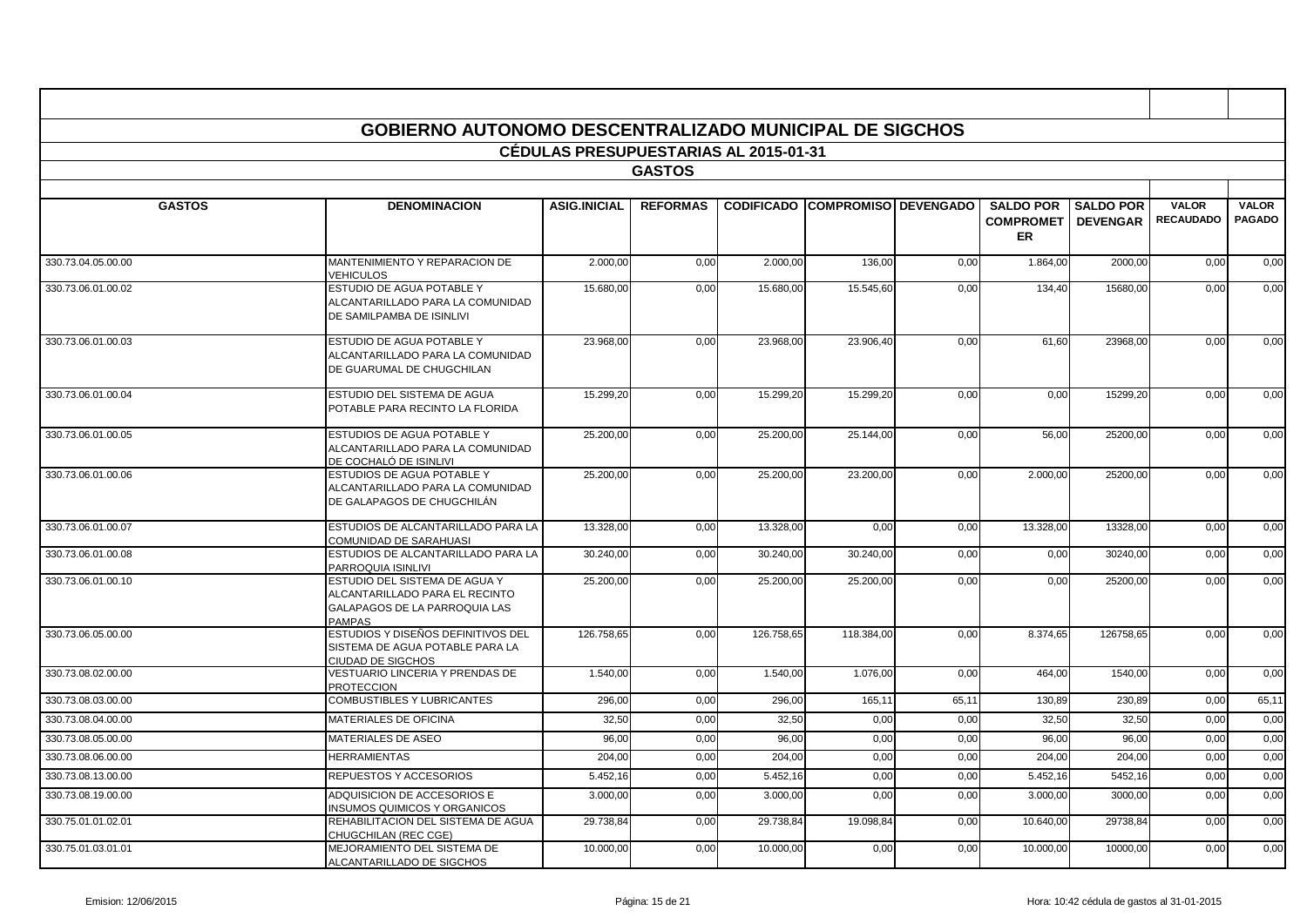# GOBIERNO AUTONOMO DESCENTRALIZADO MUNICIPAL DE SIGCHOS

## CÉDULAS PRESUPUESTARIAS AL 2015-01-31

## GASTOS

| GASTOS | DENOMINACION | ASIG.INICIAL | REFORMAS | CODIFICADO | COMPROMISO | DEVENGADO | SALDO POR COMPROMETER | SALDO POR DEVENGAR | VALOR RECAUDADO | VALOR PAGADO |
|---|---|---|---|---|---|---|---|---|---|---|
| 330.73.04.05.00.00 | MANTENIMIENTO Y REPARACION DE VEHICULOS | 2.000,00 | 0,00 | 2.000,00 | 136,00 | 0,00 | 1.864,00 | 2000,00 | 0,00 | 0,00 |
| 330.73.06.01.00.02 | ESTUDIO DE AGUA POTABLE Y ALCANTARILLADO PARA LA COMUNIDAD DE SAMILPAMBA DE ISINLIVI | 15.680,00 | 0,00 | 15.680,00 | 15.545,60 | 0,00 | 134,40 | 15680,00 | 0,00 | 0,00 |
| 330.73.06.01.00.03 | ESTUDIO DE AGUA POTABLE Y ALCANTARILLADO PARA LA COMUNIDAD DE GUARUMAL DE CHUGCHILAN | 23.968,00 | 0,00 | 23.968,00 | 23.906,40 | 0,00 | 61,60 | 23968,00 | 0,00 | 0,00 |
| 330.73.06.01.00.04 | ESTUDIO DEL SISTEMA DE AGUA POTABLE PARA RECINTO LA FLORIDA | 15.299,20 | 0,00 | 15.299,20 | 15.299,20 | 0,00 | 0,00 | 15299,20 | 0,00 | 0,00 |
| 330.73.06.01.00.05 | ESTUDIOS DE AGUA POTABLE Y ALCANTARILLADO PARA LA COMUNIDAD DE COCHALÓ DE ISINLIVI | 25.200,00 | 0,00 | 25.200,00 | 25.144,00 | 0,00 | 56,00 | 25200,00 | 0,00 | 0,00 |
| 330.73.06.01.00.06 | ESTUDIOS DE AGUA POTABLE Y ALCANTARILLADO PARA LA COMUNIDAD DE GALAPAGOS DE CHUGCHILÁN | 25.200,00 | 0,00 | 25.200,00 | 23.200,00 | 0,00 | 2.000,00 | 25200,00 | 0,00 | 0,00 |
| 330.73.06.01.00.07 | ESTUDIOS DE ALCANTARILLADO PARA LA COMUNIDAD DE SARAHUASI | 13.328,00 | 0,00 | 13.328,00 | 0,00 | 0,00 | 13.328,00 | 13328,00 | 0,00 | 0,00 |
| 330.73.06.01.00.08 | ESTUDIOS DE ALCANTARILLADO PARA LA PARROQUIA ISINLIVI | 30.240,00 | 0,00 | 30.240,00 | 30.240,00 | 0,00 | 0,00 | 30240,00 | 0,00 | 0,00 |
| 330.73.06.01.00.10 | ESTUDIO DEL SISTEMA DE AGUA Y ALCANTARILLADO PARA EL RECINTO GALAPAGOS DE LA PARROQUIA LAS PAMPAS | 25.200,00 | 0,00 | 25.200,00 | 25.200,00 | 0,00 | 0,00 | 25200,00 | 0,00 | 0,00 |
| 330.73.06.05.00.00 | ESTUDIOS Y DISEÑOS DEFINITIVOS DEL SISTEMA DE AGUA POTABLE PARA LA CIUDAD DE SIGCHOS | 126.758,65 | 0,00 | 126.758,65 | 118.384,00 | 0,00 | 8.374,65 | 126758,65 | 0,00 | 0,00 |
| 330.73.08.02.00.00 | VESTUARIO LINCERIA Y PRENDAS DE PROTECCION | 1.540,00 | 0,00 | 1.540,00 | 1.076,00 | 0,00 | 464,00 | 1540,00 | 0,00 | 0,00 |
| 330.73.08.03.00.00 | COMBUSTIBLES Y LUBRICANTES | 296,00 | 0,00 | 296,00 | 165,11 | 65,11 | 130,89 | 230,89 | 0,00 | 65,11 |
| 330.73.08.04.00.00 | MATERIALES DE OFICINA | 32,50 | 0,00 | 32,50 | 0,00 | 0,00 | 32,50 | 32,50 | 0,00 | 0,00 |
| 330.73.08.05.00.00 | MATERIALES DE ASEO | 96,00 | 0,00 | 96,00 | 0,00 | 0,00 | 96,00 | 96,00 | 0,00 | 0,00 |
| 330.73.08.06.00.00 | HERRAMIENTAS | 204,00 | 0,00 | 204,00 | 0,00 | 0,00 | 204,00 | 204,00 | 0,00 | 0,00 |
| 330.73.08.13.00.00 | REPUESTOS Y ACCESORIOS | 5.452,16 | 0,00 | 5.452,16 | 0,00 | 0,00 | 5.452,16 | 5452,16 | 0,00 | 0,00 |
| 330.73.08.19.00.00 | ADQUISICION DE ACCESORIOS E INSUMOS QUIMICOS Y ORGANICOS | 3.000,00 | 0,00 | 3.000,00 | 0,00 | 0,00 | 3.000,00 | 3000,00 | 0,00 | 0,00 |
| 330.75.01.01.02.01 | REHABILITACION DEL SISTEMA DE AGUA CHUGCHILAN (REC CGE) | 29.738,84 | 0,00 | 29.738,84 | 19.098,84 | 0,00 | 10.640,00 | 29738,84 | 0,00 | 0,00 |
| 330.75.01.03.01.01 | MEJORAMIENTO DEL SISTEMA DE ALCANTARILLADO DE SIGCHOS | 10.000,00 | 0,00 | 10.000,00 | 0,00 | 0,00 | 10.000,00 | 10000,00 | 0,00 | 0,00 |

Emision: 12/06/2015 | Hora: 10:42 cédula de gastos al 31-01-2015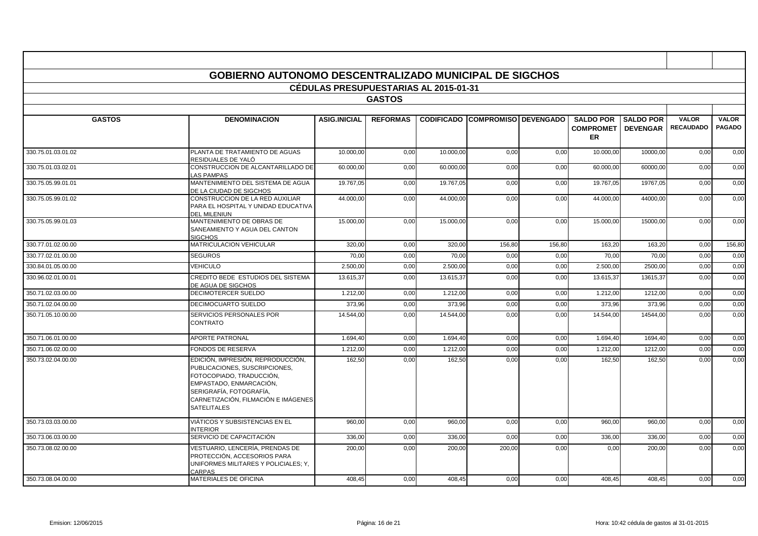# GOBIERNO AUTONOMO DESCENTRALIZADO MUNICIPAL DE SIGCHOS

## CÉDULAS PRESUPUESTARIAS AL 2015-01-31

### GASTOS

| GASTOS | DENOMINACION | ASIG.INICIAL | REFORMAS | CODIFICADO | COMPROMISO | DEVENGADO | SALDO POR COMPROMETER | SALDO POR DEVENGAR | VALOR RECAUDADO | VALOR PAGADO |
|---|---|---|---|---|---|---|---|---|---|---|
| 330.75.01.03.01.02 | PLANTA DE TRATAMIENTO DE AGUAS RESIDUALES DE YALÓ | 10.000,00 | 0,00 | 10.000,00 | 0,00 | 0,00 | 10.000,00 | 10000,00 | 0,00 | 0,00 |
| 330.75.01.03.02.01 | CONSTRUCCION DE ALCANTARILLADO DE LAS PAMPAS | 60.000,00 | 0,00 | 60.000,00 | 0,00 | 0,00 | 60.000,00 | 60000,00 | 0,00 | 0,00 |
| 330.75.05.99.01.01 | MANTENIMIENTO DEL SISTEMA DE AGUA DE LA CIUDAD DE SIGCHOS | 19.767,05 | 0,00 | 19.767,05 | 0,00 | 0,00 | 19.767,05 | 19767,05 | 0,00 | 0,00 |
| 330.75.05.99.01.02 | CONSTRUCCION DE LA RED AUXILIAR PARA EL HOSPITAL Y UNIDAD EDUCATIVA DEL MILENIUN | 44.000,00 | 0,00 | 44.000,00 | 0,00 | 0,00 | 44.000,00 | 44000,00 | 0,00 | 0,00 |
| 330.75.05.99.01.03 | MANTENIMIENTO DE OBRAS DE SANEAMIENTO Y AGUA DEL CANTON SIGCHOS | 15.000,00 | 0,00 | 15.000,00 | 0,00 | 0,00 | 15.000,00 | 15000,00 | 0,00 | 0,00 |
| 330.77.01.02.00.00 | MATRICULACION VEHICULAR | 320,00 | 0,00 | 320,00 | 156,80 | 156,80 | 163,20 | 163,20 | 0,00 | 156,80 |
| 330.77.02.01.00.00 | SEGUROS | 70,00 | 0,00 | 70,00 | 0,00 | 0,00 | 70,00 | 70,00 | 0,00 | 0,00 |
| 330.84.01.05.00.00 | VEHICULO | 2.500,00 | 0,00 | 2.500,00 | 0,00 | 0,00 | 2.500,00 | 2500,00 | 0,00 | 0,00 |
| 330.96.02.01.00.01 | CREDITO BEDE ESTUDIOS DEL SISTEMA DE AGUA DE SIGCHOS | 13.615,37 | 0,00 | 13.615,37 | 0,00 | 0,00 | 13.615,37 | 13615,37 | 0,00 | 0,00 |
| 350.71.02.03.00.00 | DECIMOTERCER SUELDO | 1.212,00 | 0,00 | 1.212,00 | 0,00 | 0,00 | 1.212,00 | 1212,00 | 0,00 | 0,00 |
| 350.71.02.04.00.00 | DECIMOCUARTO SUELDO | 373,96 | 0,00 | 373,96 | 0,00 | 0,00 | 373,96 | 373,96 | 0,00 | 0,00 |
| 350.71.05.10.00.00 | SERVICIOS PERSONALES POR CONTRATO | 14.544,00 | 0,00 | 14.544,00 | 0,00 | 0,00 | 14.544,00 | 14544,00 | 0,00 | 0,00 |
| 350.71.06.01.00.00 | APORTE PATRONAL | 1.694,40 | 0,00 | 1.694,40 | 0,00 | 0,00 | 1.694,40 | 1694,40 | 0,00 | 0,00 |
| 350.71.06.02.00.00 | FONDOS DE RESERVA | 1.212,00 | 0,00 | 1.212,00 | 0,00 | 0,00 | 1.212,00 | 1212,00 | 0,00 | 0,00 |
| 350.73.02.04.00.00 | EDICIÓN, IMPRESIÓN, REPRODUCCIÓN, PUBLICACIONES, SUSCRIPCIONES, FOTOCOPIADO, TRADUCCIÓN, EMPASTADO, ENMARCACIÓN, SERIGRAFÍA, FOTOGRAFÍA, CARNETIZACIÓN, FILMACIÓN E IMÁGENES SATELITALES | 162,50 | 0,00 | 162,50 | 0,00 | 0,00 | 162,50 | 162,50 | 0,00 | 0,00 |
| 350.73.03.03.00.00 | VIÁTICOS Y SUBSISTENCIAS EN EL INTERIOR | 960,00 | 0,00 | 960,00 | 0,00 | 0,00 | 960,00 | 960,00 | 0,00 | 0,00 |
| 350.73.06.03.00.00 | SERVICIO DE CAPACITACIÓN | 336,00 | 0,00 | 336,00 | 0,00 | 0,00 | 336,00 | 336,00 | 0,00 | 0,00 |
| 350.73.08.02.00.00 | VESTUARIO, LENCERÍA, PRENDAS DE PROTECCIÓN, ACCESORIOS PARA UNIFORMES MILITARES Y POLICIALES; Y, CARPAS | 200,00 | 0,00 | 200,00 | 200,00 | 0,00 | 0,00 | 200,00 | 0,00 | 0,00 |
| 350.73.08.04.00.00 | MATERIALES DE OFICINA | 408,45 | 0,00 | 408,45 | 0,00 | 0,00 | 408,45 | 408,45 | 0,00 | 0,00 |

Emision: 12/06/2015 — Hora: 10:42 cédula de gastos al 31-01-2015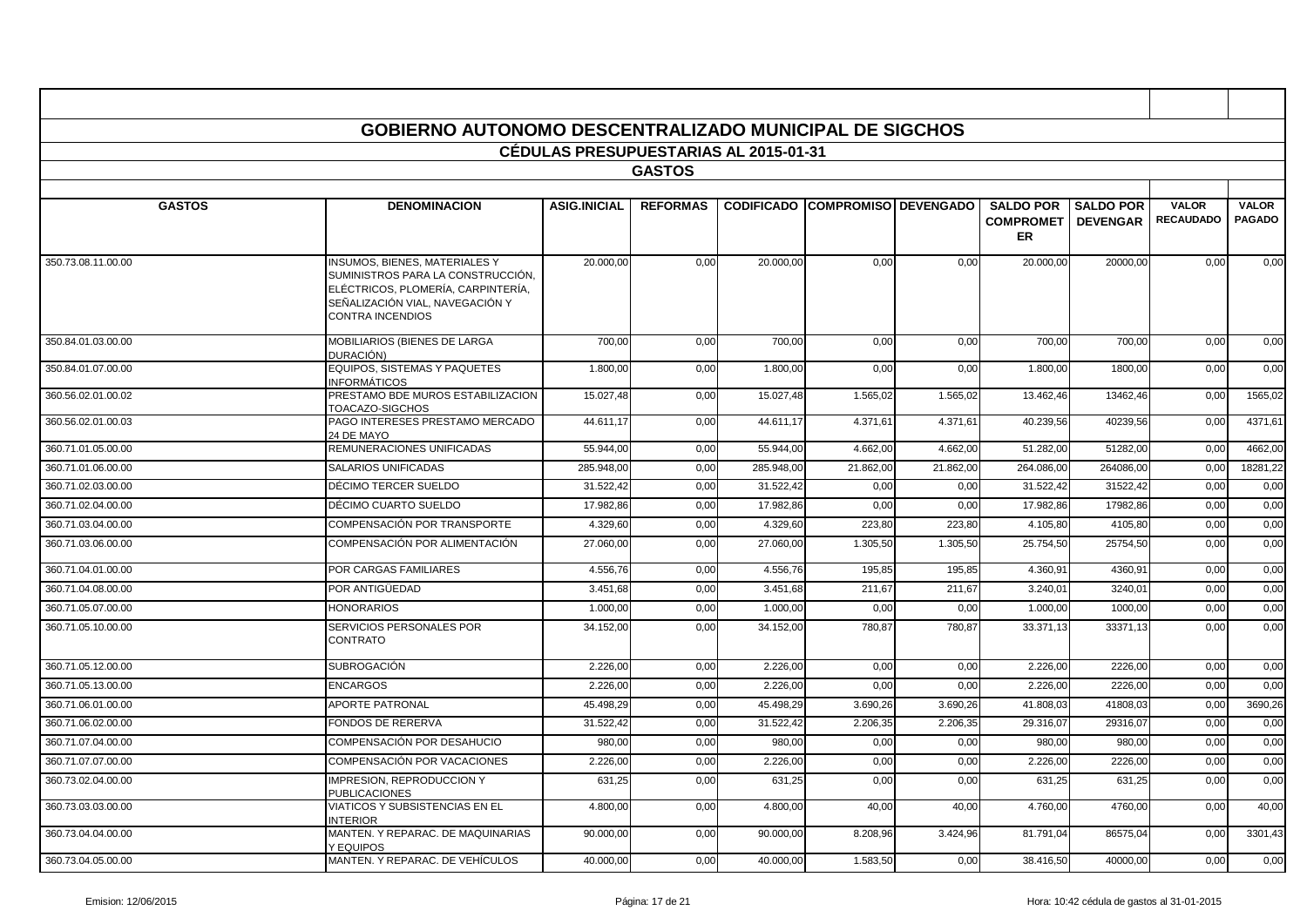# GOBIERNO AUTONOMO DESCENTRALIZADO MUNICIPAL DE SIGCHOS

## CÉDULAS PRESUPUESTARIAS AL 2015-01-31

### GASTOS

| GASTOS | DENOMINACION | ASIG.INICIAL | REFORMAS | CODIFICADO | COMPROMISO | DEVENGADO | SALDO POR COMPROMETER | SALDO POR DEVENGAR | VALOR RECAUDADO | VALOR PAGADO |
|---|---|---|---|---|---|---|---|---|---|---|
| 350.73.08.11.00.00 | INSUMOS, BIENES, MATERIALES Y SUMINISTROS PARA LA CONSTRUCCIÓN, ELÉCTRICOS, PLOMERÍA, CARPINTERÍA, SEÑALIZACIÓN VIAL, NAVEGACIÓN Y CONTRA INCENDIOS | 20.000,00 | 0,00 | 20.000,00 | 0,00 | 0,00 | 20.000,00 | 20000,00 | 0,00 | 0,00 |
| 350.84.01.03.00.00 | MOBILIARIOS (BIENES DE LARGA DURACIÓN) | 700,00 | 0,00 | 700,00 | 0,00 | 0,00 | 700,00 | 700,00 | 0,00 | 0,00 |
| 350.84.01.07.00.00 | EQUIPOS, SISTEMAS Y PAQUETES INFORMÁTICOS | 1.800,00 | 0,00 | 1.800,00 | 0,00 | 0,00 | 1.800,00 | 1800,00 | 0,00 | 0,00 |
| 360.56.02.01.00.02 | PRESTAMO BDE MUROS ESTABILIZACION TOACAZO-SIGCHOS | 15.027,48 | 0,00 | 15.027,48 | 1.565,02 | 1.565,02 | 13.462,46 | 13462,46 | 0,00 | 1565,02 |
| 360.56.02.01.00.03 | PAGO INTERESES PRESTAMO MERCADO 24 DE MAYO | 44.611,17 | 0,00 | 44.611,17 | 4.371,61 | 4.371,61 | 40.239,56 | 40239,56 | 0,00 | 4371,61 |
| 360.71.01.05.00.00 | REMUNERACIONES UNIFICADAS | 55.944,00 | 0,00 | 55.944,00 | 4.662,00 | 4.662,00 | 51.282,00 | 51282,00 | 0,00 | 4662,00 |
| 360.71.01.06.00.00 | SALARIOS UNIFICADAS | 285.948,00 | 0,00 | 285.948,00 | 21.862,00 | 21.862,00 | 264.086,00 | 264086,00 | 0,00 | 18281,22 |
| 360.71.02.03.00.00 | DÉCIMO TERCER SUELDO | 31.522,42 | 0,00 | 31.522,42 | 0,00 | 0,00 | 31.522,42 | 31522,42 | 0,00 | 0,00 |
| 360.71.02.04.00.00 | DÉCIMO CUARTO SUELDO | 17.982,86 | 0,00 | 17.982,86 | 0,00 | 0,00 | 17.982,86 | 17982,86 | 0,00 | 0,00 |
| 360.71.03.04.00.00 | COMPENSACIÓN POR TRANSPORTE | 4.329,60 | 0,00 | 4.329,60 | 223,80 | 223,80 | 4.105,80 | 4105,80 | 0,00 | 0,00 |
| 360.71.03.06.00.00 | COMPENSACIÓN POR ALIMENTACIÓN | 27.060,00 | 0,00 | 27.060,00 | 1.305,50 | 1.305,50 | 25.754,50 | 25754,50 | 0,00 | 0,00 |
| 360.71.04.01.00.00 | POR CARGAS FAMILIARES | 4.556,76 | 0,00 | 4.556,76 | 195,85 | 195,85 | 4.360,91 | 4360,91 | 0,00 | 0,00 |
| 360.71.04.08.00.00 | POR ANTIGÜEDAD | 3.451,68 | 0,00 | 3.451,68 | 211,67 | 211,67 | 3.240,01 | 3240,01 | 0,00 | 0,00 |
| 360.71.05.07.00.00 | HONORARIOS | 1.000,00 | 0,00 | 1.000,00 | 0,00 | 0,00 | 1.000,00 | 1000,00 | 0,00 | 0,00 |
| 360.71.05.10.00.00 | SERVICIOS PERSONALES POR CONTRATO | 34.152,00 | 0,00 | 34.152,00 | 780,87 | 780,87 | 33.371,13 | 33371,13 | 0,00 | 0,00 |
| 360.71.05.12.00.00 | SUBROGACIÓN | 2.226,00 | 0,00 | 2.226,00 | 0,00 | 0,00 | 2.226,00 | 2226,00 | 0,00 | 0,00 |
| 360.71.05.13.00.00 | ENCARGOS | 2.226,00 | 0,00 | 2.226,00 | 0,00 | 0,00 | 2.226,00 | 2226,00 | 0,00 | 0,00 |
| 360.71.06.01.00.00 | APORTE PATRONAL | 45.498,29 | 0,00 | 45.498,29 | 3.690,26 | 3.690,26 | 41.808,03 | 41808,03 | 0,00 | 3690,26 |
| 360.71.06.02.00.00 | FONDOS DE RERERVA | 31.522,42 | 0,00 | 31.522,42 | 2.206,35 | 2.206,35 | 29.316,07 | 29316,07 | 0,00 | 0,00 |
| 360.71.07.04.00.00 | COMPENSACIÓN POR DESAHUCIO | 980,00 | 0,00 | 980,00 | 0,00 | 0,00 | 980,00 | 980,00 | 0,00 | 0,00 |
| 360.71.07.07.00.00 | COMPENSACIÓN POR VACACIONES | 2.226,00 | 0,00 | 2.226,00 | 0,00 | 0,00 | 2.226,00 | 2226,00 | 0,00 | 0,00 |
| 360.73.02.04.00.00 | IMPRESION, REPRODUCCION Y PUBLICACIONES | 631,25 | 0,00 | 631,25 | 0,00 | 0,00 | 631,25 | 631,25 | 0,00 | 0,00 |
| 360.73.03.03.00.00 | VIATICOS Y SUBSISTENCIAS EN EL INTERIOR | 4.800,00 | 0,00 | 4.800,00 | 40,00 | 40,00 | 4.760,00 | 4760,00 | 0,00 | 40,00 |
| 360.73.04.04.00.00 | MANTEN. Y REPARAC. DE MAQUINARIAS Y EQUIPOS | 90.000,00 | 0,00 | 90.000,00 | 8.208,96 | 3.424,96 | 81.791,04 | 86575,04 | 0,00 | 3301,43 |
| 360.73.04.05.00.00 | MANTEN. Y REPARAC. DE VEHÍCULOS | 40.000,00 | 0,00 | 40.000,00 | 1.583,50 | 0,00 | 38.416,50 | 40000,00 | 0,00 | 0,00 |

Emision: 12/06/2015 | Hora: 10:42 cédula de gastos al 31-01-2015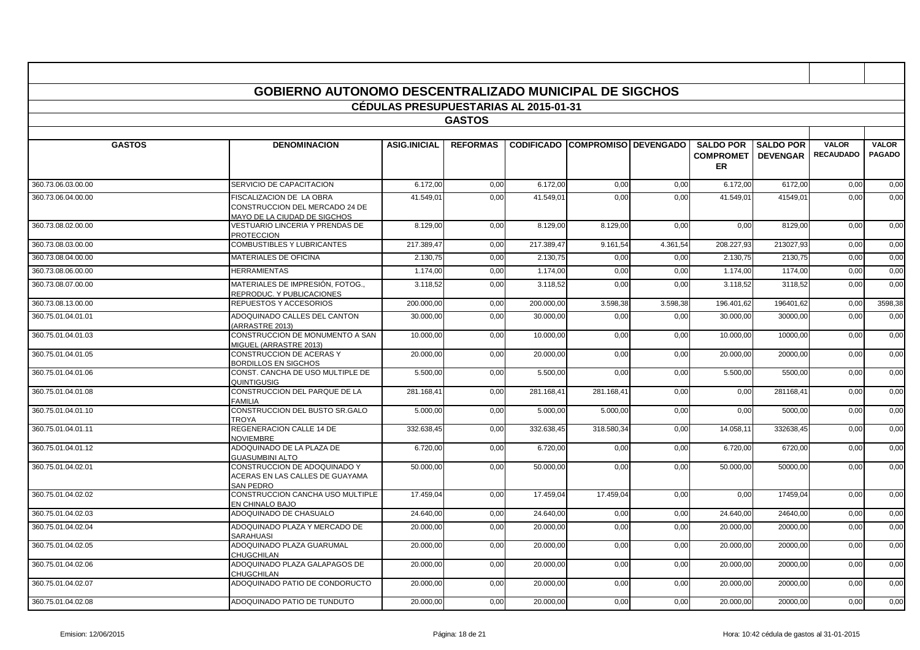# GOBIERNO AUTONOMO DESCENTRALIZADO MUNICIPAL DE SIGCHOS

## CÉDULAS PRESUPUESTARIAS AL 2015-01-31

### GASTOS

| GASTOS | DENOMINACION | ASIG.INICIAL | REFORMAS | CODIFICADO | COMPROMISO | DEVENGADO | SALDO POR COMPROMETER | SALDO POR DEVENGAR | VALOR RECAUDADO | VALOR PAGADO |
|---|---|---|---|---|---|---|---|---|---|---|
| 360.73.06.03.00.00 | SERVICIO DE CAPACITACION | 6.172,00 | 0,00 | 6.172,00 | 0,00 | 0,00 | 6.172,00 | 6172,00 | 0,00 | 0,00 |
| 360.73.06.04.00.00 | FISCALIZACION DE LA OBRA CONSTRUCCION DEL MERCADO 24 DE MAYO DE LA CIUDAD DE SIGCHOS | 41.549,01 | 0,00 | 41.549,01 | 0,00 | 0,00 | 41.549,01 | 41549,01 | 0,00 | 0,00 |
| 360.73.08.02.00.00 | VESTUARIO LINCERIA Y PRENDAS DE PROTECCION | 8.129,00 | 0,00 | 8.129,00 | 8.129,00 | 0,00 | 0,00 | 8129,00 | 0,00 | 0,00 |
| 360.73.08.03.00.00 | COMBUSTIBLES Y LUBRICANTES | 217.389,47 | 0,00 | 217.389,47 | 9.161,54 | 4.361,54 | 208.227,93 | 213027,93 | 0,00 | 0,00 |
| 360.73.08.04.00.00 | MATERIALES DE OFICINA | 2.130,75 | 0,00 | 2.130,75 | 0,00 | 0,00 | 2.130,75 | 2130,75 | 0,00 | 0,00 |
| 360.73.08.06.00.00 | HERRAMIENTAS | 1.174,00 | 0,00 | 1.174,00 | 0,00 | 0,00 | 1.174,00 | 1174,00 | 0,00 | 0,00 |
| 360.73.08.07.00.00 | MATERIALES DE IMPRESIÓN, FOTOG., REPRODUC. Y PUBLICACIONES | 3.118,52 | 0,00 | 3.118,52 | 0,00 | 0,00 | 3.118,52 | 3118,52 | 0,00 | 0,00 |
| 360.73.08.13.00.00 | REPUESTOS Y ACCESORIOS | 200.000,00 | 0,00 | 200.000,00 | 3.598,38 | 3.598,38 | 196.401,62 | 196401,62 | 0,00 | 3598,38 |
| 360.75.01.04.01.01 | ADOQUINADO CALLES DEL CANTON (ARRASTRE 2013) | 30.000,00 | 0,00 | 30.000,00 | 0,00 | 0,00 | 30.000,00 | 30000,00 | 0,00 | 0,00 |
| 360.75.01.04.01.03 | CONSTRUCCION DE MONUMENTO A SAN MIGUEL (ARRASTRE 2013) | 10.000,00 | 0,00 | 10.000,00 | 0,00 | 0,00 | 10.000,00 | 10000,00 | 0,00 | 0,00 |
| 360.75.01.04.01.05 | CONSTRUCCION DE ACERAS Y BORDILLOS EN SIGCHOS | 20.000,00 | 0,00 | 20.000,00 | 0,00 | 0,00 | 20.000,00 | 20000,00 | 0,00 | 0,00 |
| 360.75.01.04.01.06 | CONST. CANCHA DE USO MULTIPLE DE QUINTIGUSIG | 5.500,00 | 0,00 | 5.500,00 | 0,00 | 0,00 | 5.500,00 | 5500,00 | 0,00 | 0,00 |
| 360.75.01.04.01.08 | CONSTRUCCION DEL PARQUE DE LA FAMILIA | 281.168,41 | 0,00 | 281.168,41 | 281.168,41 | 0,00 | 0,00 | 281168,41 | 0,00 | 0,00 |
| 360.75.01.04.01.10 | CONSTRUCCION DEL BUSTO SR.GALO TROYA | 5.000,00 | 0,00 | 5.000,00 | 5.000,00 | 0,00 | 0,00 | 5000,00 | 0,00 | 0,00 |
| 360.75.01.04.01.11 | REGENERACION CALLE 14 DE NOVIEMBRE | 332.638,45 | 0,00 | 332.638,45 | 318.580,34 | 0,00 | 14.058,11 | 332638,45 | 0,00 | 0,00 |
| 360.75.01.04.01.12 | ADOQUINADO DE LA PLAZA DE GUASUMBINI ALTO | 6.720,00 | 0,00 | 6.720,00 | 0,00 | 0,00 | 6.720,00 | 6720,00 | 0,00 | 0,00 |
| 360.75.01.04.02.01 | CONSTRUCCION DE ADOQUINADO Y ACERAS EN LAS CALLES DE GUAYAMA SAN PEDRO | 50.000,00 | 0,00 | 50.000,00 | 0,00 | 0,00 | 50.000,00 | 50000,00 | 0,00 | 0,00 |
| 360.75.01.04.02.02 | CONSTRUCCION CANCHA USO MULTIPLE EN CHINALO BAJO | 17.459,04 | 0,00 | 17.459,04 | 17.459,04 | 0,00 | 0,00 | 17459,04 | 0,00 | 0,00 |
| 360.75.01.04.02.03 | ADOQUINADO DE CHASUALO | 24.640,00 | 0,00 | 24.640,00 | 0,00 | 0,00 | 24.640,00 | 24640,00 | 0,00 | 0,00 |
| 360.75.01.04.02.04 | ADOQUINADO PLAZA Y MERCADO DE SARAHUASI | 20.000,00 | 0,00 | 20.000,00 | 0,00 | 0,00 | 20.000,00 | 20000,00 | 0,00 | 0,00 |
| 360.75.01.04.02.05 | ADOQUINADO PLAZA GUARUMAL CHUGCHILAN | 20.000,00 | 0,00 | 20.000,00 | 0,00 | 0,00 | 20.000,00 | 20000,00 | 0,00 | 0,00 |
| 360.75.01.04.02.06 | ADOQUINADO PLAZA GALAPAGOS DE CHUGCHILAN | 20.000,00 | 0,00 | 20.000,00 | 0,00 | 0,00 | 20.000,00 | 20000,00 | 0,00 | 0,00 |
| 360.75.01.04.02.07 | ADOQUINADO PATIO DE CONDORUCTO | 20.000,00 | 0,00 | 20.000,00 | 0,00 | 0,00 | 20.000,00 | 20000,00 | 0,00 | 0,00 |
| 360.75.01.04.02.08 | ADOQUINADO PATIO DE TUNDUTO | 20.000,00 | 0,00 | 20.000,00 | 0,00 | 0,00 | 20.000,00 | 20000,00 | 0,00 | 0,00 |

Emision: 12/06/2015 — Hora: 10:42 cédula de gastos al 31-01-2015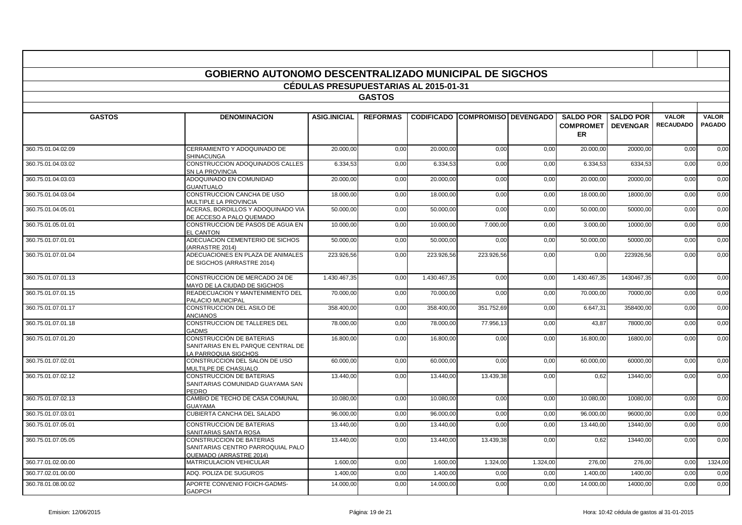# GOBIERNO AUTONOMO DESCENTRALIZADO MUNICIPAL DE SIGCHOS

## CÉDULAS PRESUPUESTARIAS AL 2015-01-31

## GASTOS

| GASTOS | DENOMINACION | ASIG.INICIAL | REFORMAS | CODIFICADO | COMPROMISO | DEVENGADO | SALDO POR COMPROMETER | SALDO POR DEVENGAR | VALOR RECAUDADO | VALOR PAGADO |
|---|---|---|---|---|---|---|---|---|---|---|
| 360.75.01.04.02.09 | CERRAMIENTO Y ADOQUINADO DE SHINACUNGA | 20.000,00 | 0,00 | 20.000,00 | 0,00 | 0,00 | 20.000,00 | 20000,00 | 0,00 | 0,00 |
| 360.75.01.04.03.02 | CONSTRUCCION ADOQUINADOS CALLES SN LA PROVINCIA | 6.334,53 | 0,00 | 6.334,53 | 0,00 | 0,00 | 6.334,53 | 6334,53 | 0,00 | 0,00 |
| 360.75.01.04.03.03 | ADOQUINADO EN COMUNIDAD GUANTUALO | 20.000,00 | 0,00 | 20.000,00 | 0,00 | 0,00 | 20.000,00 | 20000,00 | 0,00 | 0,00 |
| 360.75.01.04.03.04 | CONSTRUCCION CANCHA DE USO MULTIPLE LA PROVINCIA | 18.000,00 | 0,00 | 18.000,00 | 0,00 | 0,00 | 18.000,00 | 18000,00 | 0,00 | 0,00 |
| 360.75.01.04.05.01 | ACERAS, BORDILLOS Y ADOQUINADO VIA DE ACCESO A PALO QUEMADO | 50.000,00 | 0,00 | 50.000,00 | 0,00 | 0,00 | 50.000,00 | 50000,00 | 0,00 | 0,00 |
| 360.75.01.05.01.01 | CONSTRUCCION DE PASOS DE AGUA EN EL CANTON | 10.000,00 | 0,00 | 10.000,00 | 7.000,00 | 0,00 | 3.000,00 | 10000,00 | 0,00 | 0,00 |
| 360.75.01.07.01.01 | ADECUACION CEMENTERIO DE SICHOS (ARRASTRE 2014) | 50.000,00 | 0,00 | 50.000,00 | 0,00 | 0,00 | 50.000,00 | 50000,00 | 0,00 | 0,00 |
| 360.75.01.07.01.04 | ADECUACIONES EN PLAZA DE ANIMALES DE SIGCHOS (ARRASTRE 2014) | 223.926,56 | 0,00 | 223.926,56 | 223.926,56 | 0,00 | 0,00 | 223926,56 | 0,00 | 0,00 |
| 360.75.01.07.01.13 | CONSTRUCCION DE MERCADO 24 DE MAYO DE LA CIUDAD DE SIGCHOS | 1.430.467,35 | 0,00 | 1.430.467,35 | 0,00 | 0,00 | 1.430.467,35 | 1430467,35 | 0,00 | 0,00 |
| 360.75.01.07.01.15 | READECUACION Y MANTENIMIENTO DEL PALACIO MUNICIPAL | 70.000,00 | 0,00 | 70.000,00 | 0,00 | 0,00 | 70.000,00 | 70000,00 | 0,00 | 0,00 |
| 360.75.01.07.01.17 | CONSTRUCCION DEL ASILO DE ANCIANOS | 358.400,00 | 0,00 | 358.400,00 | 351.752,69 | 0,00 | 6.647,31 | 358400,00 | 0,00 | 0,00 |
| 360.75.01.07.01.18 | CONSTRUCCION DE TALLERES DEL GADMS | 78.000,00 | 0,00 | 78.000,00 | 77.956,13 | 0,00 | 43,87 | 78000,00 | 0,00 | 0,00 |
| 360.75.01.07.01.20 | CONSTRUCCIÓN DE BATERIAS SANITARIAS EN EL PARQUE CENTRAL DE LA PARROQUIA SIGCHOS | 16.800,00 | 0,00 | 16.800,00 | 0,00 | 0,00 | 16.800,00 | 16800,00 | 0,00 | 0,00 |
| 360.75.01.07.02.01 | CONSTRUCCION DEL SALON DE USO MULTILPE DE CHASUALO | 60.000,00 | 0,00 | 60.000,00 | 0,00 | 0,00 | 60.000,00 | 60000,00 | 0,00 | 0,00 |
| 360.75.01.07.02.12 | CONSTRUCCION DE BATERIAS SANITARIAS COMUNIDAD GUAYAMA SAN PEDRO | 13.440,00 | 0,00 | 13.440,00 | 13.439,38 | 0,00 | 0,62 | 13440,00 | 0,00 | 0,00 |
| 360.75.01.07.02.13 | CAMBIO DE TECHO DE CASA COMUNAL GUAYAMA | 10.080,00 | 0,00 | 10.080,00 | 0,00 | 0,00 | 10.080,00 | 10080,00 | 0,00 | 0,00 |
| 360.75.01.07.03.01 | CUBIERTA CANCHA DEL SALADO | 96.000,00 | 0,00 | 96.000,00 | 0,00 | 0,00 | 96.000,00 | 96000,00 | 0,00 | 0,00 |
| 360.75.01.07.05.01 | CONSTRUCCION DE BATERIAS SANITARIAS SANTA ROSA | 13.440,00 | 0,00 | 13.440,00 | 0,00 | 0,00 | 13.440,00 | 13440,00 | 0,00 | 0,00 |
| 360.75.01.07.05.05 | CONSTRUCCION DE BATERIAS SANITARIAS CENTRO PARROQUIAL PALO QUEMADO (ARRASTRE 2014) | 13.440,00 | 0,00 | 13.440,00 | 13.439,38 | 0,00 | 0,62 | 13440,00 | 0,00 | 0,00 |
| 360.77.01.02.00.00 | MATRICULACION VEHICULAR | 1.600,00 | 0,00 | 1.600,00 | 1.324,00 | 1.324,00 | 276,00 | 276,00 | 0,00 | 1324,00 |
| 360.77.02.01.00.00 | ADQ. POLIZA DE SUGUROS | 1.400,00 | 0,00 | 1.400,00 | 0,00 | 0,00 | 1.400,00 | 1400,00 | 0,00 | 0,00 |
| 360.78.01.08.00.02 | APORTE CONVENIO FOICH-GADMS-GADPCH | 14.000,00 | 0,00 | 14.000,00 | 0,00 | 0,00 | 14.000,00 | 14000,00 | 0,00 | 0,00 |

Emision: 12/06/2015 Hora: 10:42 cédula de gastos al 31-01-2015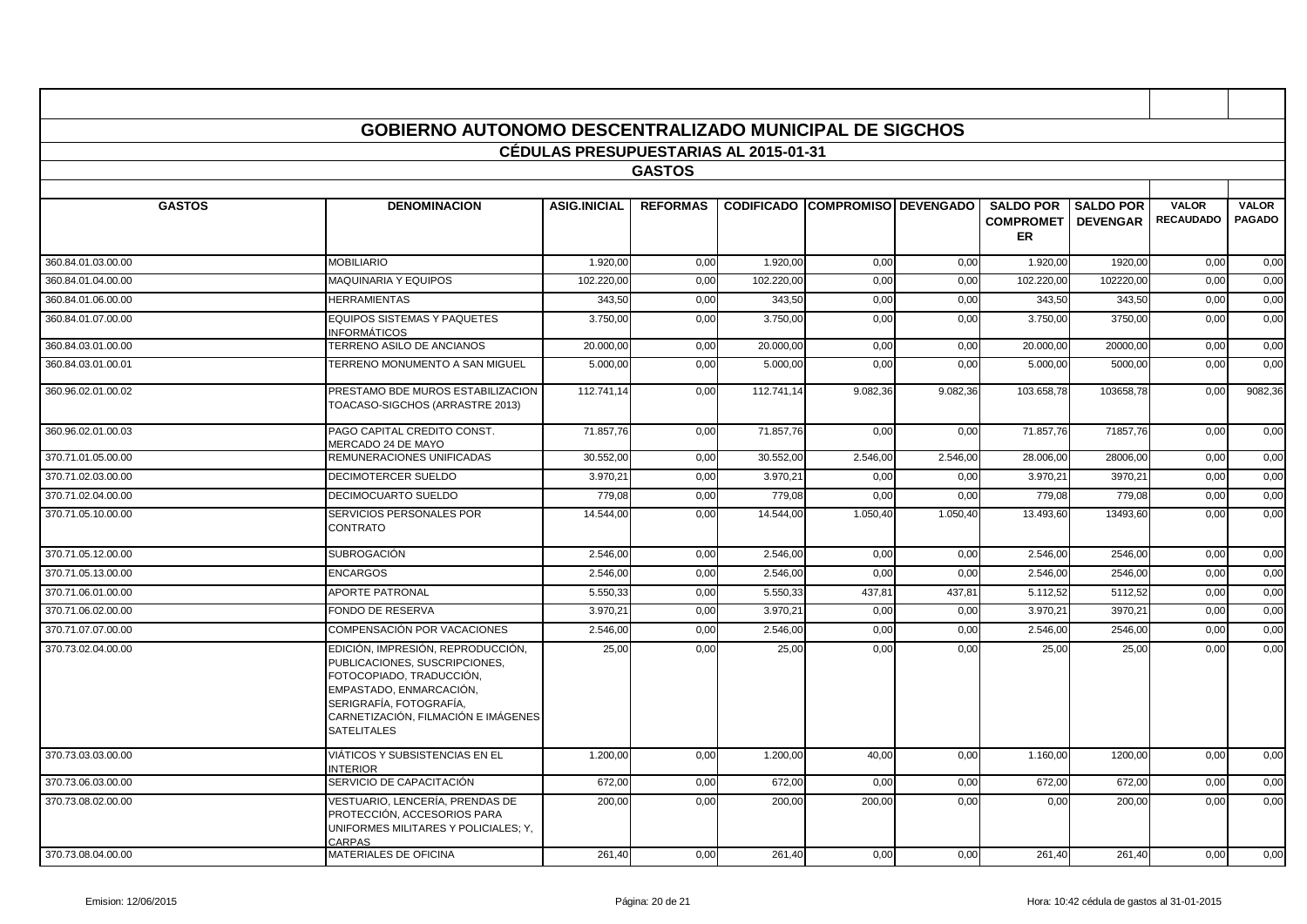## GOBIERNO AUTONOMO DESCENTRALIZADO MUNICIPAL DE SIGCHOS

### CÉDULAS PRESUPUESTARIAS AL 2015-01-31

### GASTOS

| GASTOS | DENOMINACION | ASIG.INICIAL | REFORMAS | CODIFICADO | COMPROMISO | DEVENGADO | SALDO POR COMPROMETER | SALDO POR DEVENGAR | VALOR RECAUDADO | VALOR PAGADO |
|---|---|---|---|---|---|---|---|---|---|---|
| 360.84.01.03.00.00 | MOBILIARIO | 1.920,00 | 0,00 | 1.920,00 | 0,00 | 0,00 | 1.920,00 | 1920,00 | 0,00 | 0,00 |
| 360.84.01.04.00.00 | MAQUINARIA Y EQUIPOS | 102.220,00 | 0,00 | 102.220,00 | 0,00 | 0,00 | 102.220,00 | 102220,00 | 0,00 | 0,00 |
| 360.84.01.06.00.00 | HERRAMIENTAS | 343,50 | 0,00 | 343,50 | 0,00 | 0,00 | 343,50 | 343,50 | 0,00 | 0,00 |
| 360.84.01.07.00.00 | EQUIPOS SISTEMAS Y PAQUETES INFORMÁTICOS | 3.750,00 | 0,00 | 3.750,00 | 0,00 | 0,00 | 3.750,00 | 3750,00 | 0,00 | 0,00 |
| 360.84.03.01.00.00 | TERRENO ASILO DE ANCIANOS | 20.000,00 | 0,00 | 20.000,00 | 0,00 | 0,00 | 20.000,00 | 20000,00 | 0,00 | 0,00 |
| 360.84.03.01.00.01 | TERRENO MONUMENTO A SAN MIGUEL | 5.000,00 | 0,00 | 5.000,00 | 0,00 | 0,00 | 5.000,00 | 5000,00 | 0,00 | 0,00 |
| 360.96.02.01.00.02 | PRESTAMO BDE MUROS ESTABILIZACION TOACASO-SIGCHOS (ARRASTRE 2013) | 112.741,14 | 0,00 | 112.741,14 | 9.082,36 | 9.082,36 | 103.658,78 | 103658,78 | 0,00 | 9082,36 |
| 360.96.02.01.00.03 | PAGO CAPITAL CREDITO CONST. MERCADO 24 DE MAYO | 71.857,76 | 0,00 | 71.857,76 | 0,00 | 0,00 | 71.857,76 | 71857,76 | 0,00 | 0,00 |
| 370.71.01.05.00.00 | REMUNERACIONES UNIFICADAS | 30.552,00 | 0,00 | 30.552,00 | 2.546,00 | 2.546,00 | 28.006,00 | 28006,00 | 0,00 | 0,00 |
| 370.71.02.03.00.00 | DECIMOTERCER SUELDO | 3.970,21 | 0,00 | 3.970,21 | 0,00 | 0,00 | 3.970,21 | 3970,21 | 0,00 | 0,00 |
| 370.71.02.04.00.00 | DECIMOCUARTO SUELDO | 779,08 | 0,00 | 779,08 | 0,00 | 0,00 | 779,08 | 779,08 | 0,00 | 0,00 |
| 370.71.05.10.00.00 | SERVICIOS PERSONALES POR CONTRATO | 14.544,00 | 0,00 | 14.544,00 | 1.050,40 | 1.050,40 | 13.493,60 | 13493,60 | 0,00 | 0,00 |
| 370.71.05.12.00.00 | SUBROGACIÓN | 2.546,00 | 0,00 | 2.546,00 | 0,00 | 0,00 | 2.546,00 | 2546,00 | 0,00 | 0,00 |
| 370.71.05.13.00.00 | ENCARGOS | 2.546,00 | 0,00 | 2.546,00 | 0,00 | 0,00 | 2.546,00 | 2546,00 | 0,00 | 0,00 |
| 370.71.06.01.00.00 | APORTE PATRONAL | 5.550,33 | 0,00 | 5.550,33 | 437,81 | 437,81 | 5.112,52 | 5112,52 | 0,00 | 0,00 |
| 370.71.06.02.00.00 | FONDO DE RESERVA | 3.970,21 | 0,00 | 3.970,21 | 0,00 | 0,00 | 3.970,21 | 3970,21 | 0,00 | 0,00 |
| 370.71.07.07.00.00 | COMPENSACIÓN POR VACACIONES | 2.546,00 | 0,00 | 2.546,00 | 0,00 | 0,00 | 2.546,00 | 2546,00 | 0,00 | 0,00 |
| 370.73.02.04.00.00 | EDICIÓN, IMPRESIÓN, REPRODUCCIÓN, PUBLICACIONES, SUSCRIPCIONES, FOTOCOPIADO, TRADUCCIÓN, EMPASTADO, ENMARCACIÓN, SERIGRAFÍA, FOTOGRAFÍA, CARNETIZACIÓN, FILMACIÓN E IMÁGENES SATELITALES | 25,00 | 0,00 | 25,00 | 0,00 | 0,00 | 25,00 | 25,00 | 0,00 | 0,00 |
| 370.73.03.03.00.00 | VIÁTICOS Y SUBSISTENCIAS EN EL INTERIOR | 1.200,00 | 0,00 | 1.200,00 | 40,00 | 0,00 | 1.160,00 | 1200,00 | 0,00 | 0,00 |
| 370.73.06.03.00.00 | SERVICIO DE CAPACITACIÓN | 672,00 | 0,00 | 672,00 | 0,00 | 0,00 | 672,00 | 672,00 | 0,00 | 0,00 |
| 370.73.08.02.00.00 | VESTUARIO, LENCERÍA, PRENDAS DE PROTECCIÓN, ACCESORIOS PARA UNIFORMES MILITARES Y POLICIALES; Y, CARPAS | 200,00 | 0,00 | 200,00 | 200,00 | 0,00 | 0,00 | 200,00 | 0,00 | 0,00 |
| 370.73.08.04.00.00 | MATERIALES DE OFICINA | 261,40 | 0,00 | 261,40 | 0,00 | 0,00 | 261,40 | 261,40 | 0,00 | 0,00 |

Emision: 12/06/2015 — Hora: 10:42 cédula de gastos al 31-01-2015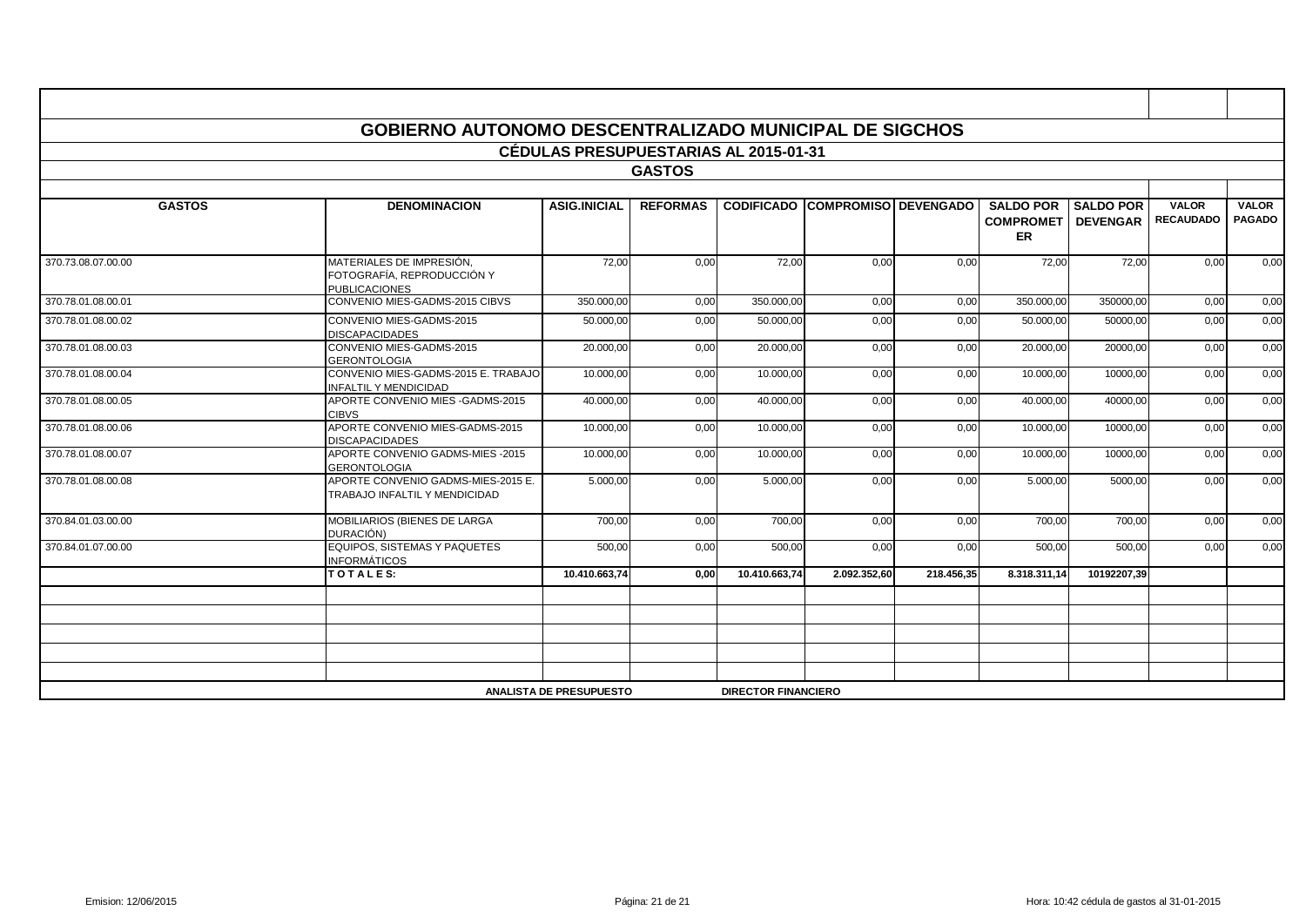# GOBIERNO AUTONOMO DESCENTRALIZADO MUNICIPAL DE SIGCHOS

## CÉDULAS PRESUPUESTARIAS AL 2015-01-31

## GASTOS

| GASTOS | DENOMINACION | ASIG.INICIAL | REFORMAS | CODIFICADO | COMPROMISO | DEVENGADO | SALDO POR COMPROMETER | SALDO POR DEVENGAR | VALOR RECAUDADO | VALOR PAGADO |
|---|---|---|---|---|---|---|---|---|---|---|
| 370.73.08.07.00.00 | MATERIALES DE IMPRESIÓN, FOTOGRAFÍA, REPRODUCCIÓN Y PUBLICACIONES | 72,00 | 0,00 | 72,00 | 0,00 | 0,00 | 72,00 | 72,00 | 0,00 | 0,00 |
| 370.78.01.08.00.01 | CONVENIO MIES-GADMS-2015 CIBVS | 350.000,00 | 0,00 | 350.000,00 | 0,00 | 0,00 | 350.000,00 | 350000,00 | 0,00 | 0,00 |
| 370.78.01.08.00.02 | CONVENIO MIES-GADMS-2015 DISCAPACIDADES | 50.000,00 | 0,00 | 50.000,00 | 0,00 | 0,00 | 50.000,00 | 50000,00 | 0,00 | 0,00 |
| 370.78.01.08.00.03 | CONVENIO MIES-GADMS-2015 GERONTOLOGIA | 20.000,00 | 0,00 | 20.000,00 | 0,00 | 0,00 | 20.000,00 | 20000,00 | 0,00 | 0,00 |
| 370.78.01.08.00.04 | CONVENIO MIES-GADMS-2015 E. TRABAJO INFALTIL Y MENDICIDAD | 10.000,00 | 0,00 | 10.000,00 | 0,00 | 0,00 | 10.000,00 | 10000,00 | 0,00 | 0,00 |
| 370.78.01.08.00.05 | APORTE CONVENIO MIES -GADMS-2015 CIBVS | 40.000,00 | 0,00 | 40.000,00 | 0,00 | 0,00 | 40.000,00 | 40000,00 | 0,00 | 0,00 |
| 370.78.01.08.00.06 | APORTE CONVENIO MIES-GADMS-2015 DISCAPACIDADES | 10.000,00 | 0,00 | 10.000,00 | 0,00 | 0,00 | 10.000,00 | 10000,00 | 0,00 | 0,00 |
| 370.78.01.08.00.07 | APORTE CONVENIO GADMS-MIES -2015 GERONTOLOGIA | 10.000,00 | 0,00 | 10.000,00 | 0,00 | 0,00 | 10.000,00 | 10000,00 | 0,00 | 0,00 |
| 370.78.01.08.00.08 | APORTE CONVENIO GADMS-MIES-2015 E. TRABAJO INFALTIL Y MENDICIDAD | 5.000,00 | 0,00 | 5.000,00 | 0,00 | 0,00 | 5.000,00 | 5000,00 | 0,00 | 0,00 |
| 370.84.01.03.00.00 | MOBILIARIOS (BIENES DE LARGA DURACIÓN) | 700,00 | 0,00 | 700,00 | 0,00 | 0,00 | 700,00 | 700,00 | 0,00 | 0,00 |
| 370.84.01.07.00.00 | EQUIPOS, SISTEMAS Y PAQUETES INFORMÁTICOS | 500,00 | 0,00 | 500,00 | 0,00 | 0,00 | 500,00 | 500,00 | 0,00 | 0,00 |
| | **T O T A L E S:** | **10.410.663,74** | **0,00** | **10.410.663,74** | **2.092.352,60** | **218.456,35** | **8.318.311,14** | **10192207,39** | | |

**ANALISTA DE PRESUPUESTO** **DIRECTOR FINANCIERO**

Emision: 12/06/2015

Hora: 10:42 cédula de gastos al 31-01-2015